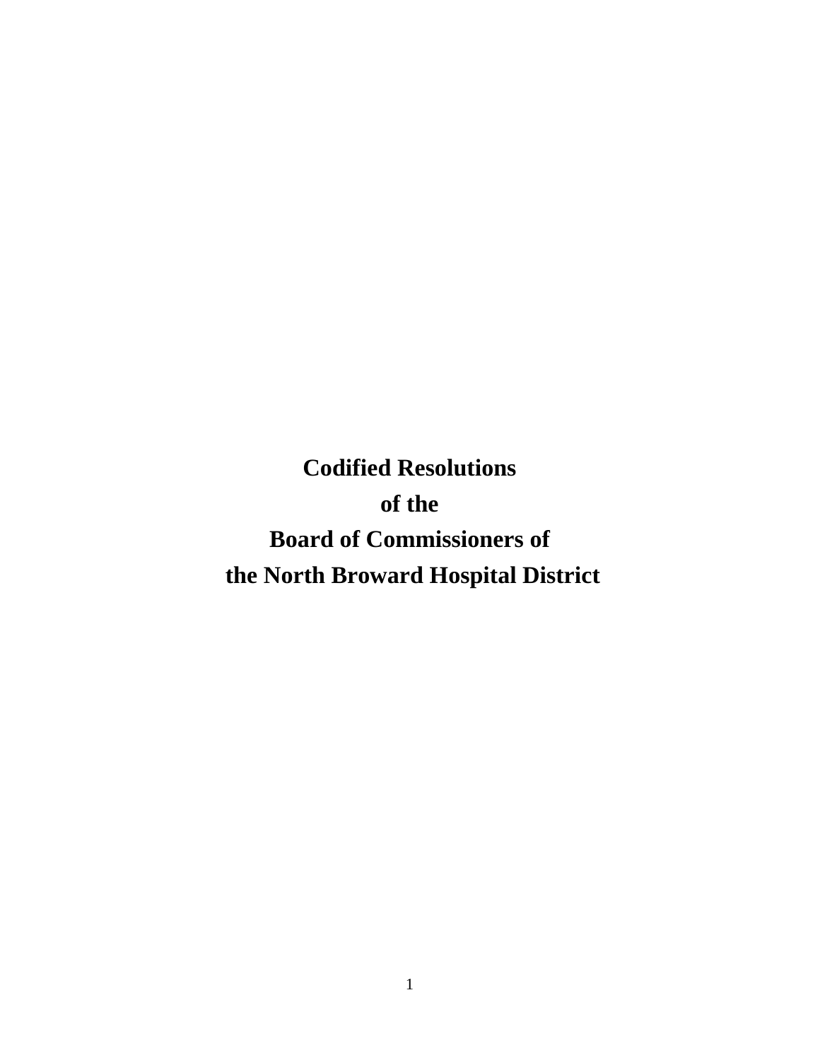# Codified Resolutions of the Board of Commissioners of the North Broward Hospital District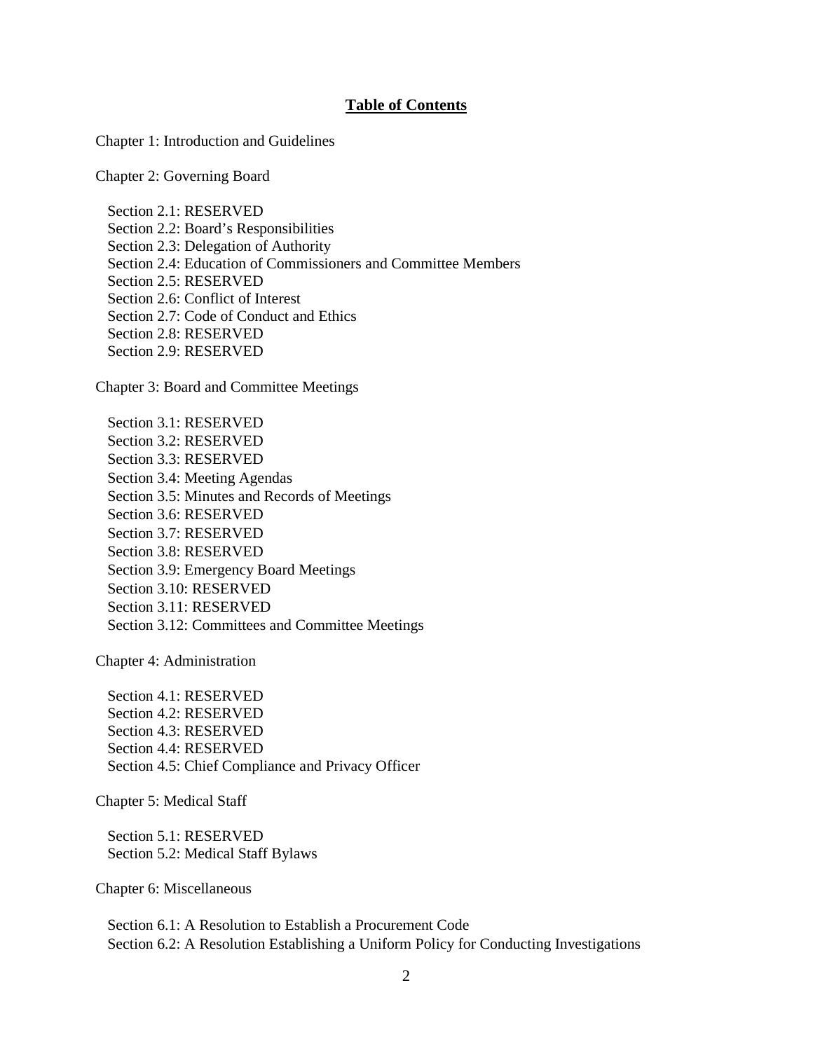## Table of Contents

Chapter 1: Introduction and Guidelines

Chapter 2: Governing Board

- Section 2.1: RESERVED
- Section 2.2: Board's Responsibilities
- Section 2.3: Delegation of Authority
- Section 2.4: Education of Commissioners and Committee Members
- Section 2.5: RESERVED
- Section 2.6: Conflict of Interest
- Section 2.7: Code of Conduct and Ethics
- Section 2.8: RESERVED
- Section 2.9: RESERVED

Chapter 3: Board and Committee Meetings

- Section 3.1: RESERVED
- Section 3.2: RESERVED
- Section 3.3: RESERVED
- Section 3.4: Meeting Agendas
- Section 3.5: Minutes and Records of Meetings
- Section 3.6: RESERVED
- Section 3.7: RESERVED
- Section 3.8: RESERVED
- Section 3.9: Emergency Board Meetings
- Section 3.10: RESERVED
- Section 3.11: RESERVED
- Section 3.12: Committees and Committee Meetings

Chapter 4: Administration

- Section 4.1: RESERVED
- Section 4.2: RESERVED
- Section 4.3: RESERVED
- Section 4.4: RESERVED
- Section 4.5: Chief Compliance and Privacy Officer

Chapter 5: Medical Staff

- Section 5.1: RESERVED
- Section 5.2: Medical Staff Bylaws

Chapter 6: Miscellaneous

- Section 6.1: A Resolution to Establish a Procurement Code
- Section 6.2: A Resolution Establishing a Uniform Policy for Conducting Investigations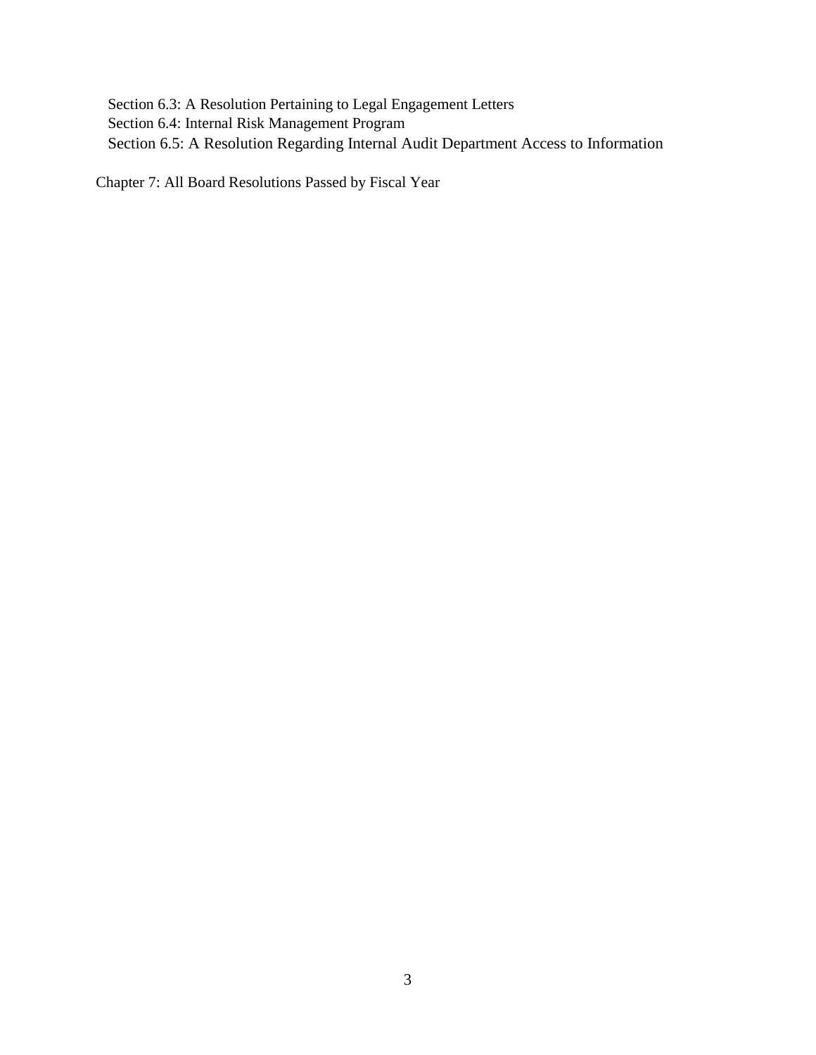Section 6.3: A Resolution Pertaining to Legal Engagement Letters
Section 6.4: Internal Risk Management Program
Section 6.5: A Resolution Regarding Internal Audit Department Access to Information

Chapter 7: All Board Resolutions Passed by Fiscal Year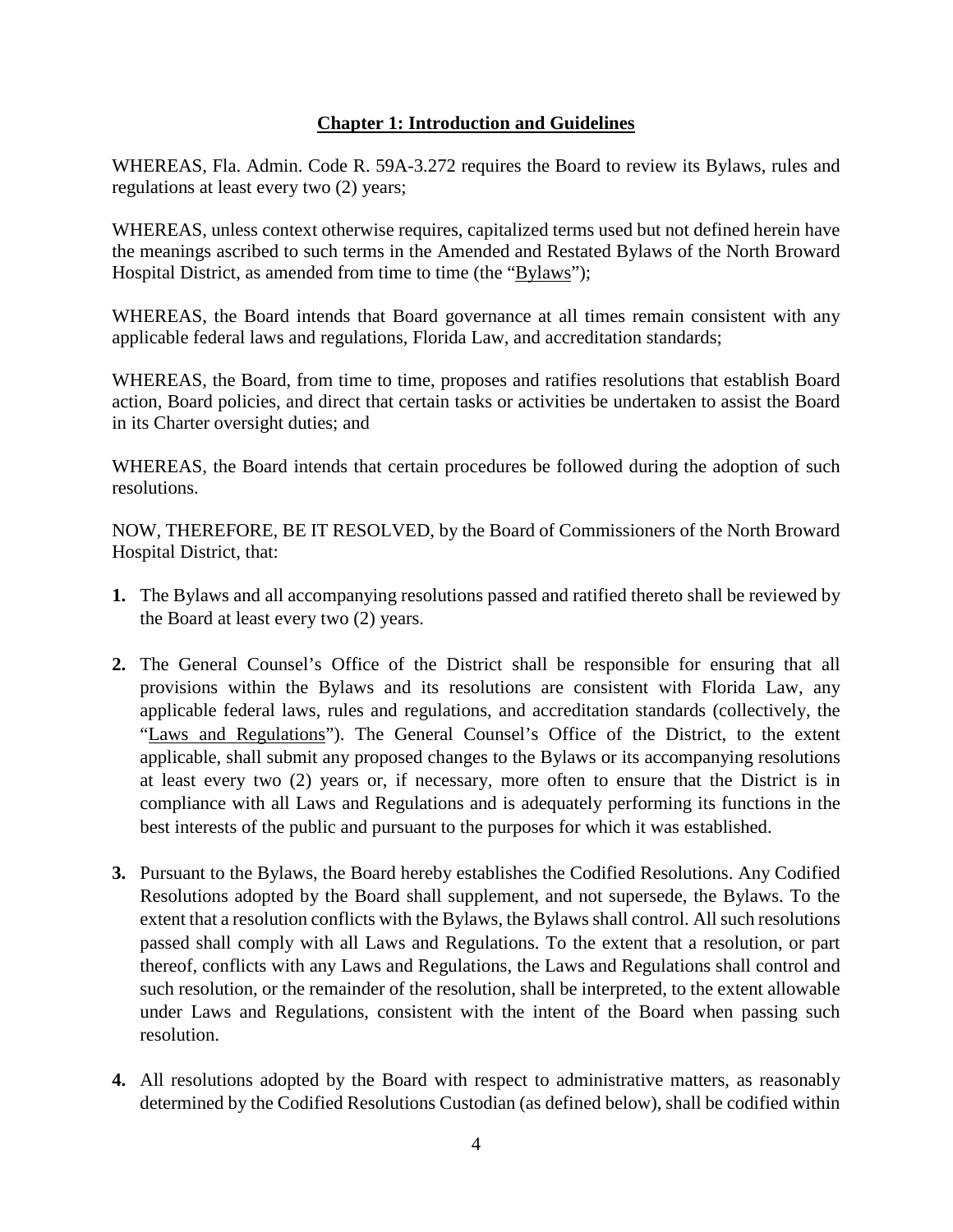## Chapter 1: Introduction and Guidelines

WHEREAS, Fla. Admin. Code R. 59A-3.272 requires the Board to review its Bylaws, rules and regulations at least every two (2) years;

WHEREAS, unless context otherwise requires, capitalized terms used but not defined herein have the meanings ascribed to such terms in the Amended and Restated Bylaws of the North Broward Hospital District, as amended from time to time (the "Bylaws");

WHEREAS, the Board intends that Board governance at all times remain consistent with any applicable federal laws and regulations, Florida Law, and accreditation standards;

WHEREAS, the Board, from time to time, proposes and ratifies resolutions that establish Board action, Board policies, and direct that certain tasks or activities be undertaken to assist the Board in its Charter oversight duties; and

WHEREAS, the Board intends that certain procedures be followed during the adoption of such resolutions.

NOW, THEREFORE, BE IT RESOLVED, by the Board of Commissioners of the North Broward Hospital District, that:

**1.** The Bylaws and all accompanying resolutions passed and ratified thereto shall be reviewed by the Board at least every two (2) years.

**2.** The General Counsel's Office of the District shall be responsible for ensuring that all provisions within the Bylaws and its resolutions are consistent with Florida Law, any applicable federal laws, rules and regulations, and accreditation standards (collectively, the "Laws and Regulations"). The General Counsel's Office of the District, to the extent applicable, shall submit any proposed changes to the Bylaws or its accompanying resolutions at least every two (2) years or, if necessary, more often to ensure that the District is in compliance with all Laws and Regulations and is adequately performing its functions in the best interests of the public and pursuant to the purposes for which it was established.

**3.** Pursuant to the Bylaws, the Board hereby establishes the Codified Resolutions. Any Codified Resolutions adopted by the Board shall supplement, and not supersede, the Bylaws. To the extent that a resolution conflicts with the Bylaws, the Bylaws shall control. All such resolutions passed shall comply with all Laws and Regulations. To the extent that a resolution, or part thereof, conflicts with any Laws and Regulations, the Laws and Regulations shall control and such resolution, or the remainder of the resolution, shall be interpreted, to the extent allowable under Laws and Regulations, consistent with the intent of the Board when passing such resolution.

**4.** All resolutions adopted by the Board with respect to administrative matters, as reasonably determined by the Codified Resolutions Custodian (as defined below), shall be codified within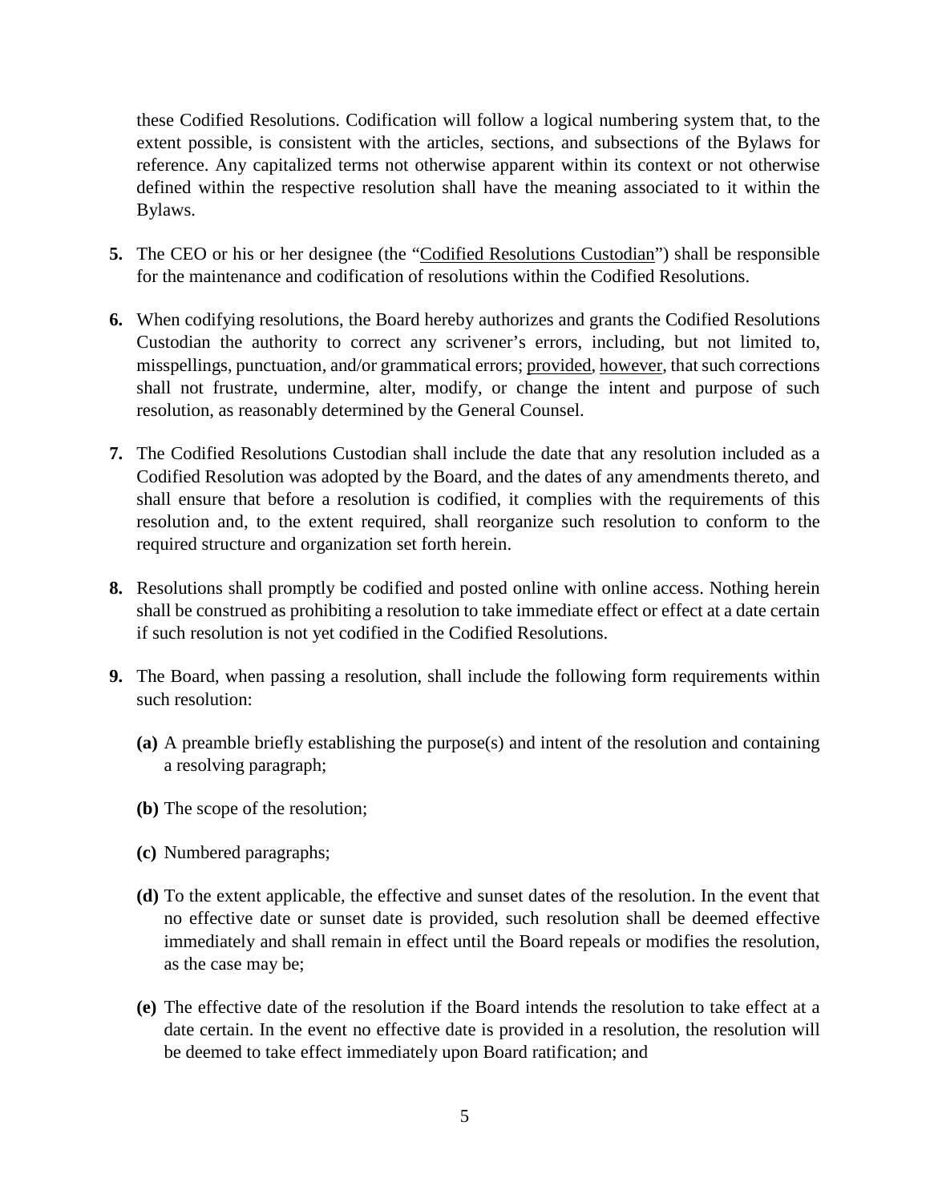these Codified Resolutions. Codification will follow a logical numbering system that, to the extent possible, is consistent with the articles, sections, and subsections of the Bylaws for reference. Any capitalized terms not otherwise apparent within its context or not otherwise defined within the respective resolution shall have the meaning associated to it within the Bylaws.

**5.** The CEO or his or her designee (the "Codified Resolutions Custodian") shall be responsible for the maintenance and codification of resolutions within the Codified Resolutions.

**6.** When codifying resolutions, the Board hereby authorizes and grants the Codified Resolutions Custodian the authority to correct any scrivener's errors, including, but not limited to, misspellings, punctuation, and/or grammatical errors; provided, however, that such corrections shall not frustrate, undermine, alter, modify, or change the intent and purpose of such resolution, as reasonably determined by the General Counsel.

**7.** The Codified Resolutions Custodian shall include the date that any resolution included as a Codified Resolution was adopted by the Board, and the dates of any amendments thereto, and shall ensure that before a resolution is codified, it complies with the requirements of this resolution and, to the extent required, shall reorganize such resolution to conform to the required structure and organization set forth herein.

**8.** Resolutions shall promptly be codified and posted online with online access. Nothing herein shall be construed as prohibiting a resolution to take immediate effect or effect at a date certain if such resolution is not yet codified in the Codified Resolutions.

**9.** The Board, when passing a resolution, shall include the following form requirements within such resolution:

**(a)** A preamble briefly establishing the purpose(s) and intent of the resolution and containing a resolving paragraph;

**(b)** The scope of the resolution;

**(c)** Numbered paragraphs;

**(d)** To the extent applicable, the effective and sunset dates of the resolution. In the event that no effective date or sunset date is provided, such resolution shall be deemed effective immediately and shall remain in effect until the Board repeals or modifies the resolution, as the case may be;

**(e)** The effective date of the resolution if the Board intends the resolution to take effect at a date certain. In the event no effective date is provided in a resolution, the resolution will be deemed to take effect immediately upon Board ratification; and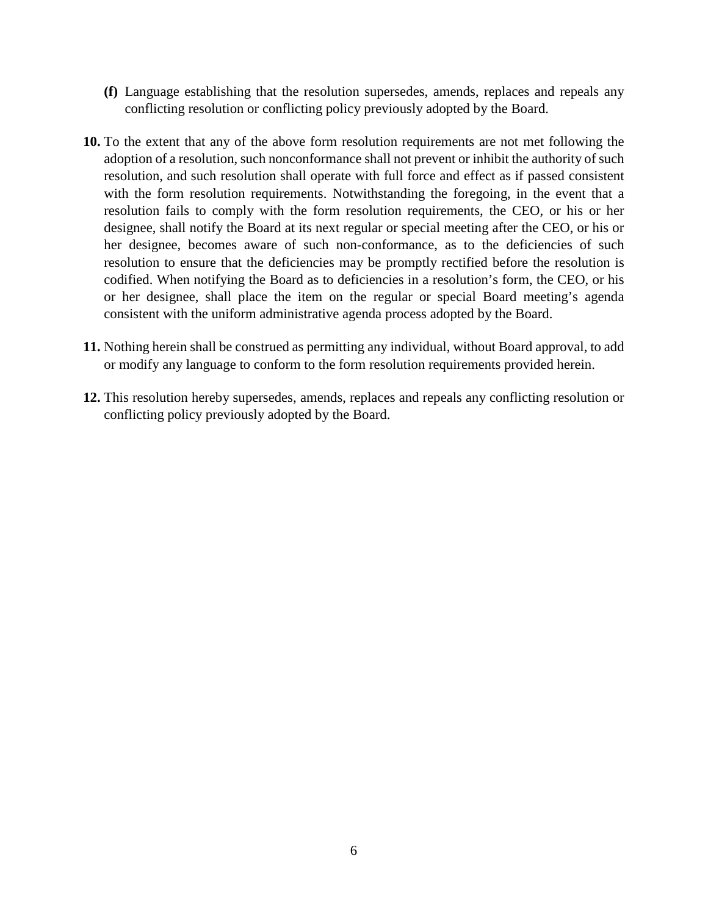**(f)** Language establishing that the resolution supersedes, amends, replaces and repeals any conflicting resolution or conflicting policy previously adopted by the Board.

**10.** To the extent that any of the above form resolution requirements are not met following the adoption of a resolution, such nonconformance shall not prevent or inhibit the authority of such resolution, and such resolution shall operate with full force and effect as if passed consistent with the form resolution requirements. Notwithstanding the foregoing, in the event that a resolution fails to comply with the form resolution requirements, the CEO, or his or her designee, shall notify the Board at its next regular or special meeting after the CEO, or his or her designee, becomes aware of such non-conformance, as to the deficiencies of such resolution to ensure that the deficiencies may be promptly rectified before the resolution is codified. When notifying the Board as to deficiencies in a resolution's form, the CEO, or his or her designee, shall place the item on the regular or special Board meeting's agenda consistent with the uniform administrative agenda process adopted by the Board.

**11.** Nothing herein shall be construed as permitting any individual, without Board approval, to add or modify any language to conform to the form resolution requirements provided herein.

**12.** This resolution hereby supersedes, amends, replaces and repeals any conflicting resolution or conflicting policy previously adopted by the Board.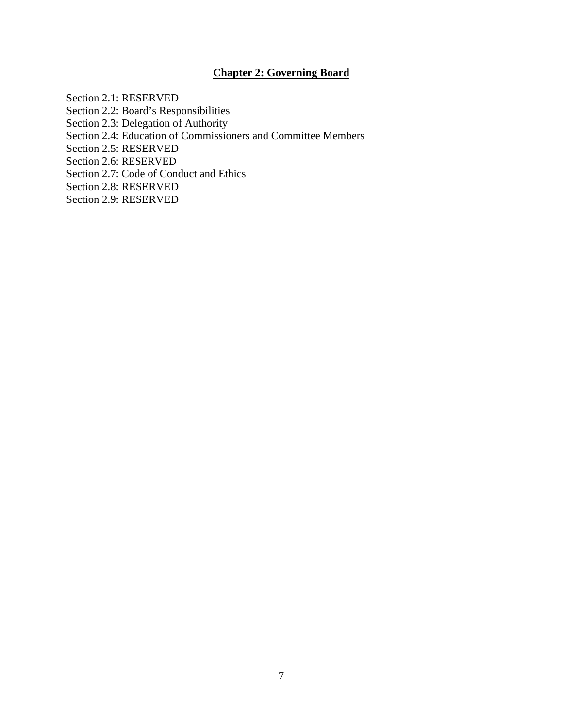## Chapter 2: Governing Board

Section 2.1: RESERVED
Section 2.2: Board's Responsibilities
Section 2.3: Delegation of Authority
Section 2.4: Education of Commissioners and Committee Members
Section 2.5: RESERVED
Section 2.6: RESERVED
Section 2.7: Code of Conduct and Ethics
Section 2.8: RESERVED
Section 2.9: RESERVED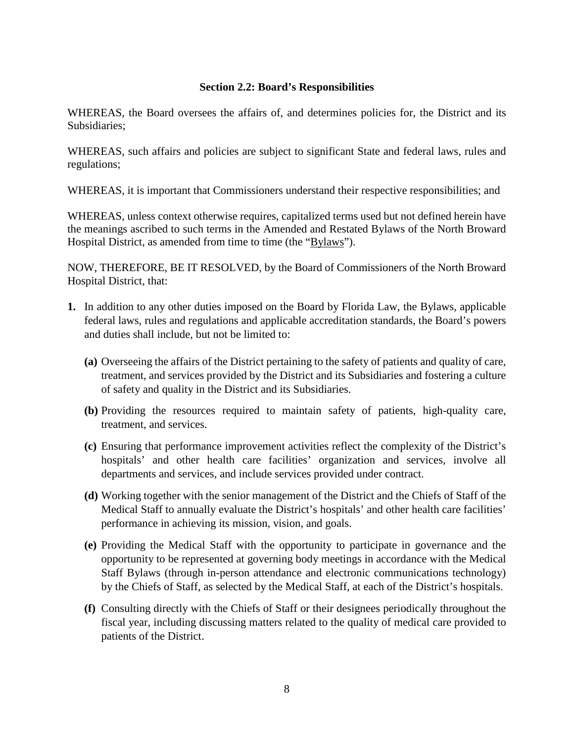### Section 2.2: Board's Responsibilities

WHEREAS, the Board oversees the affairs of, and determines policies for, the District and its Subsidiaries;

WHEREAS, such affairs and policies are subject to significant State and federal laws, rules and regulations;

WHEREAS, it is important that Commissioners understand their respective responsibilities; and

WHEREAS, unless context otherwise requires, capitalized terms used but not defined herein have the meanings ascribed to such terms in the Amended and Restated Bylaws of the North Broward Hospital District, as amended from time to time (the "Bylaws").

NOW, THEREFORE, BE IT RESOLVED, by the Board of Commissioners of the North Broward Hospital District, that:

**1.** In addition to any other duties imposed on the Board by Florida Law, the Bylaws, applicable federal laws, rules and regulations and applicable accreditation standards, the Board's powers and duties shall include, but not be limited to:

   **(a)** Overseeing the affairs of the District pertaining to the safety of patients and quality of care, treatment, and services provided by the District and its Subsidiaries and fostering a culture of safety and quality in the District and its Subsidiaries.

   **(b)** Providing the resources required to maintain safety of patients, high-quality care, treatment, and services.

   **(c)** Ensuring that performance improvement activities reflect the complexity of the District's hospitals' and other health care facilities' organization and services, involve all departments and services, and include services provided under contract.

   **(d)** Working together with the senior management of the District and the Chiefs of Staff of the Medical Staff to annually evaluate the District's hospitals' and other health care facilities' performance in achieving its mission, vision, and goals.

   **(e)** Providing the Medical Staff with the opportunity to participate in governance and the opportunity to be represented at governing body meetings in accordance with the Medical Staff Bylaws (through in-person attendance and electronic communications technology) by the Chiefs of Staff, as selected by the Medical Staff, at each of the District's hospitals.

   **(f)** Consulting directly with the Chiefs of Staff or their designees periodically throughout the fiscal year, including discussing matters related to the quality of medical care provided to patients of the District.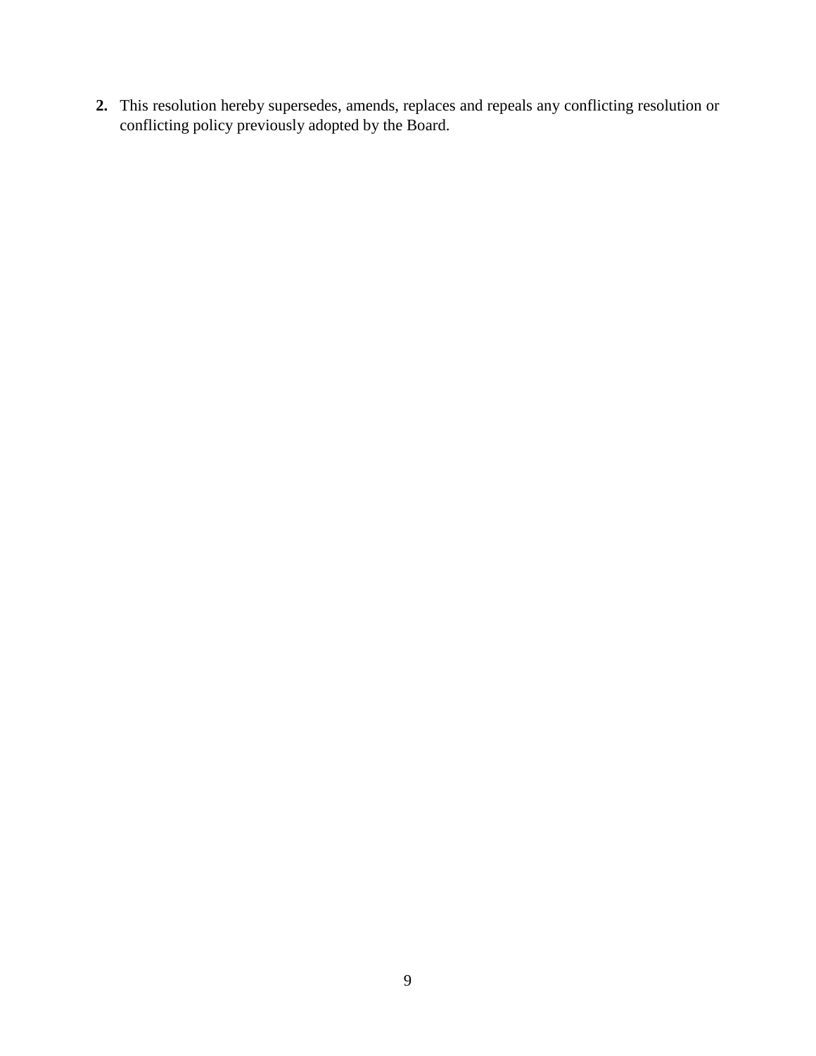**2.** This resolution hereby supersedes, amends, replaces and repeals any conflicting resolution or conflicting policy previously adopted by the Board.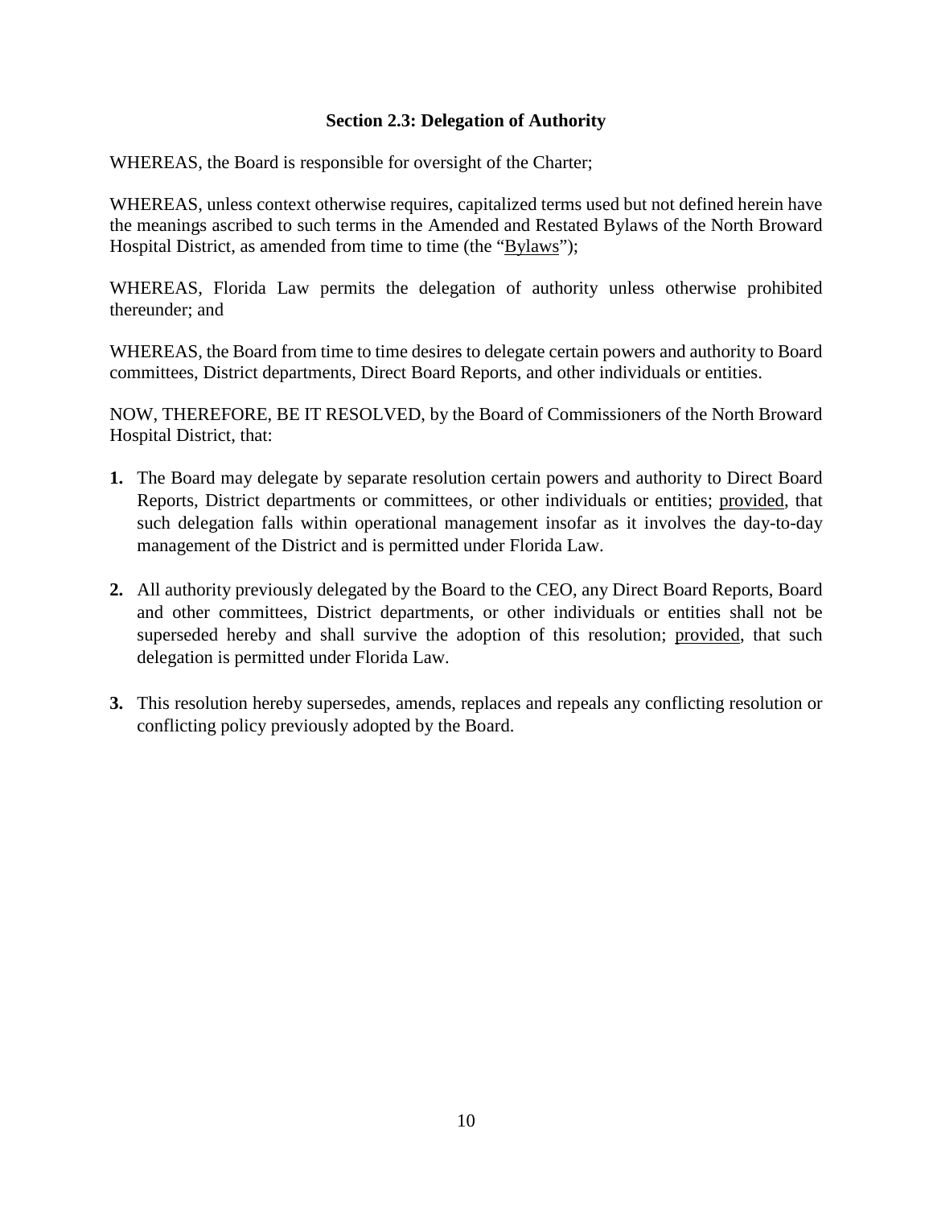## Section 2.3: Delegation of Authority

WHEREAS, the Board is responsible for oversight of the Charter;

WHEREAS, unless context otherwise requires, capitalized terms used but not defined herein have the meanings ascribed to such terms in the Amended and Restated Bylaws of the North Broward Hospital District, as amended from time to time (the "Bylaws");

WHEREAS, Florida Law permits the delegation of authority unless otherwise prohibited thereunder; and

WHEREAS, the Board from time to time desires to delegate certain powers and authority to Board committees, District departments, Direct Board Reports, and other individuals or entities.

NOW, THEREFORE, BE IT RESOLVED, by the Board of Commissioners of the North Broward Hospital District, that:

**1.** The Board may delegate by separate resolution certain powers and authority to Direct Board Reports, District departments or committees, or other individuals or entities; provided, that such delegation falls within operational management insofar as it involves the day-to-day management of the District and is permitted under Florida Law.

**2.** All authority previously delegated by the Board to the CEO, any Direct Board Reports, Board and other committees, District departments, or other individuals or entities shall not be superseded hereby and shall survive the adoption of this resolution; provided, that such delegation is permitted under Florida Law.

**3.** This resolution hereby supersedes, amends, replaces and repeals any conflicting resolution or conflicting policy previously adopted by the Board.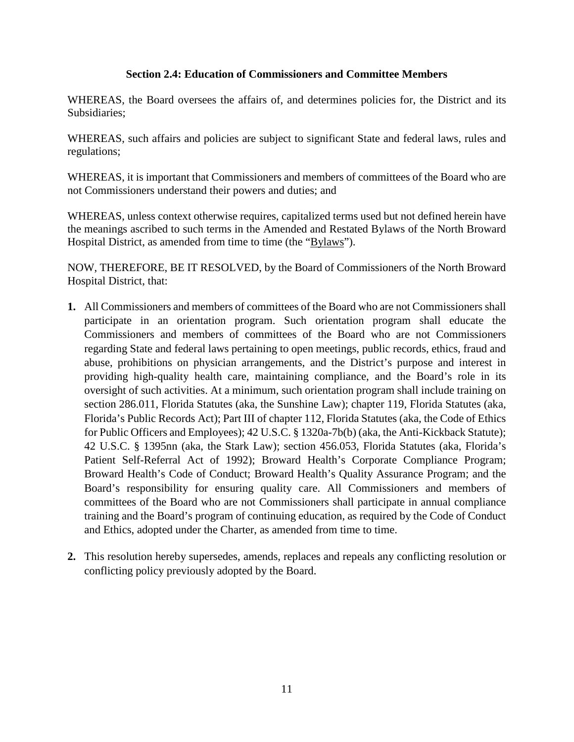### Section 2.4: Education of Commissioners and Committee Members

WHEREAS, the Board oversees the affairs of, and determines policies for, the District and its Subsidiaries;

WHEREAS, such affairs and policies are subject to significant State and federal laws, rules and regulations;

WHEREAS, it is important that Commissioners and members of committees of the Board who are not Commissioners understand their powers and duties; and

WHEREAS, unless context otherwise requires, capitalized terms used but not defined herein have the meanings ascribed to such terms in the Amended and Restated Bylaws of the North Broward Hospital District, as amended from time to time (the "Bylaws").

NOW, THEREFORE, BE IT RESOLVED, by the Board of Commissioners of the North Broward Hospital District, that:

**1.** All Commissioners and members of committees of the Board who are not Commissioners shall participate in an orientation program. Such orientation program shall educate the Commissioners and members of committees of the Board who are not Commissioners regarding State and federal laws pertaining to open meetings, public records, ethics, fraud and abuse, prohibitions on physician arrangements, and the District's purpose and interest in providing high-quality health care, maintaining compliance, and the Board's role in its oversight of such activities. At a minimum, such orientation program shall include training on section 286.011, Florida Statutes (aka, the Sunshine Law); chapter 119, Florida Statutes (aka, Florida's Public Records Act); Part III of chapter 112, Florida Statutes (aka, the Code of Ethics for Public Officers and Employees); 42 U.S.C. § 1320a-7b(b) (aka, the Anti-Kickback Statute); 42 U.S.C. § 1395nn (aka, the Stark Law); section 456.053, Florida Statutes (aka, Florida's Patient Self-Referral Act of 1992); Broward Health's Corporate Compliance Program; Broward Health's Code of Conduct; Broward Health's Quality Assurance Program; and the Board's responsibility for ensuring quality care. All Commissioners and members of committees of the Board who are not Commissioners shall participate in annual compliance training and the Board's program of continuing education, as required by the Code of Conduct and Ethics, adopted under the Charter, as amended from time to time.

**2.** This resolution hereby supersedes, amends, replaces and repeals any conflicting resolution or conflicting policy previously adopted by the Board.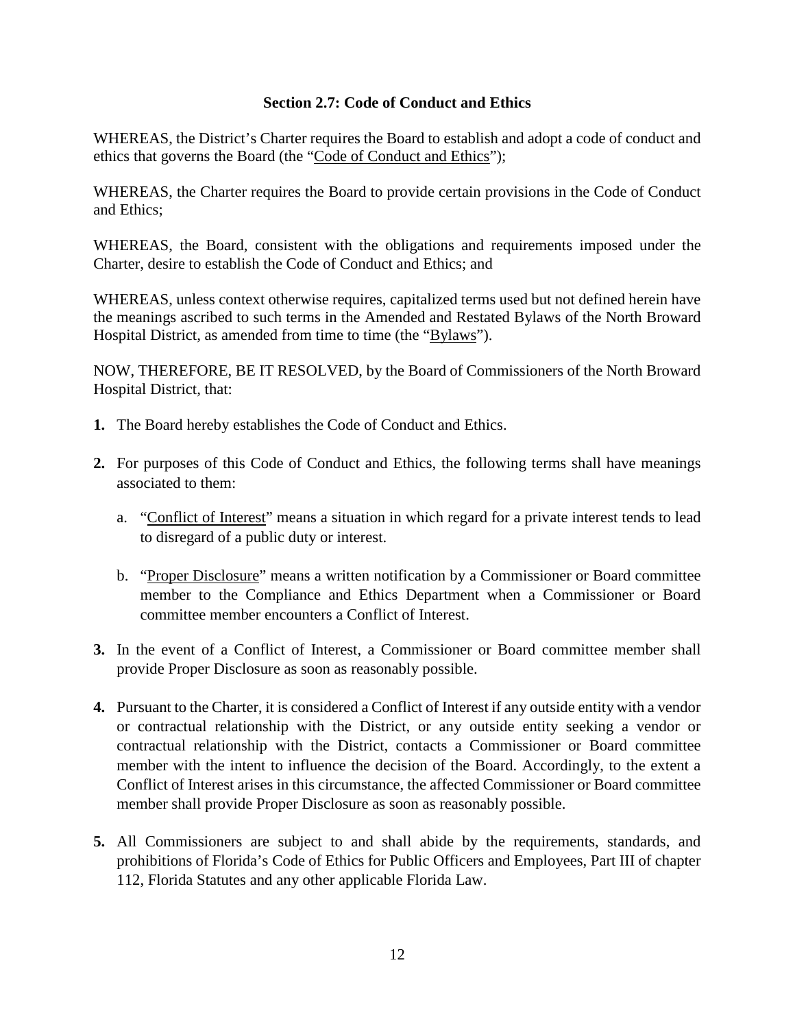## Section 2.7: Code of Conduct and Ethics

WHEREAS, the District's Charter requires the Board to establish and adopt a code of conduct and ethics that governs the Board (the "Code of Conduct and Ethics");

WHEREAS, the Charter requires the Board to provide certain provisions in the Code of Conduct and Ethics;

WHEREAS, the Board, consistent with the obligations and requirements imposed under the Charter, desire to establish the Code of Conduct and Ethics; and

WHEREAS, unless context otherwise requires, capitalized terms used but not defined herein have the meanings ascribed to such terms in the Amended and Restated Bylaws of the North Broward Hospital District, as amended from time to time (the "Bylaws").

NOW, THEREFORE, BE IT RESOLVED, by the Board of Commissioners of the North Broward Hospital District, that:

**1.** The Board hereby establishes the Code of Conduct and Ethics.

**2.** For purposes of this Code of Conduct and Ethics, the following terms shall have meanings associated to them:

   a. "Conflict of Interest" means a situation in which regard for a private interest tends to lead to disregard of a public duty or interest.

   b. "Proper Disclosure" means a written notification by a Commissioner or Board committee member to the Compliance and Ethics Department when a Commissioner or Board committee member encounters a Conflict of Interest.

**3.** In the event of a Conflict of Interest, a Commissioner or Board committee member shall provide Proper Disclosure as soon as reasonably possible.

**4.** Pursuant to the Charter, it is considered a Conflict of Interest if any outside entity with a vendor or contractual relationship with the District, or any outside entity seeking a vendor or contractual relationship with the District, contacts a Commissioner or Board committee member with the intent to influence the decision of the Board. Accordingly, to the extent a Conflict of Interest arises in this circumstance, the affected Commissioner or Board committee member shall provide Proper Disclosure as soon as reasonably possible.

**5.** All Commissioners are subject to and shall abide by the requirements, standards, and prohibitions of Florida's Code of Ethics for Public Officers and Employees, Part III of chapter 112, Florida Statutes and any other applicable Florida Law.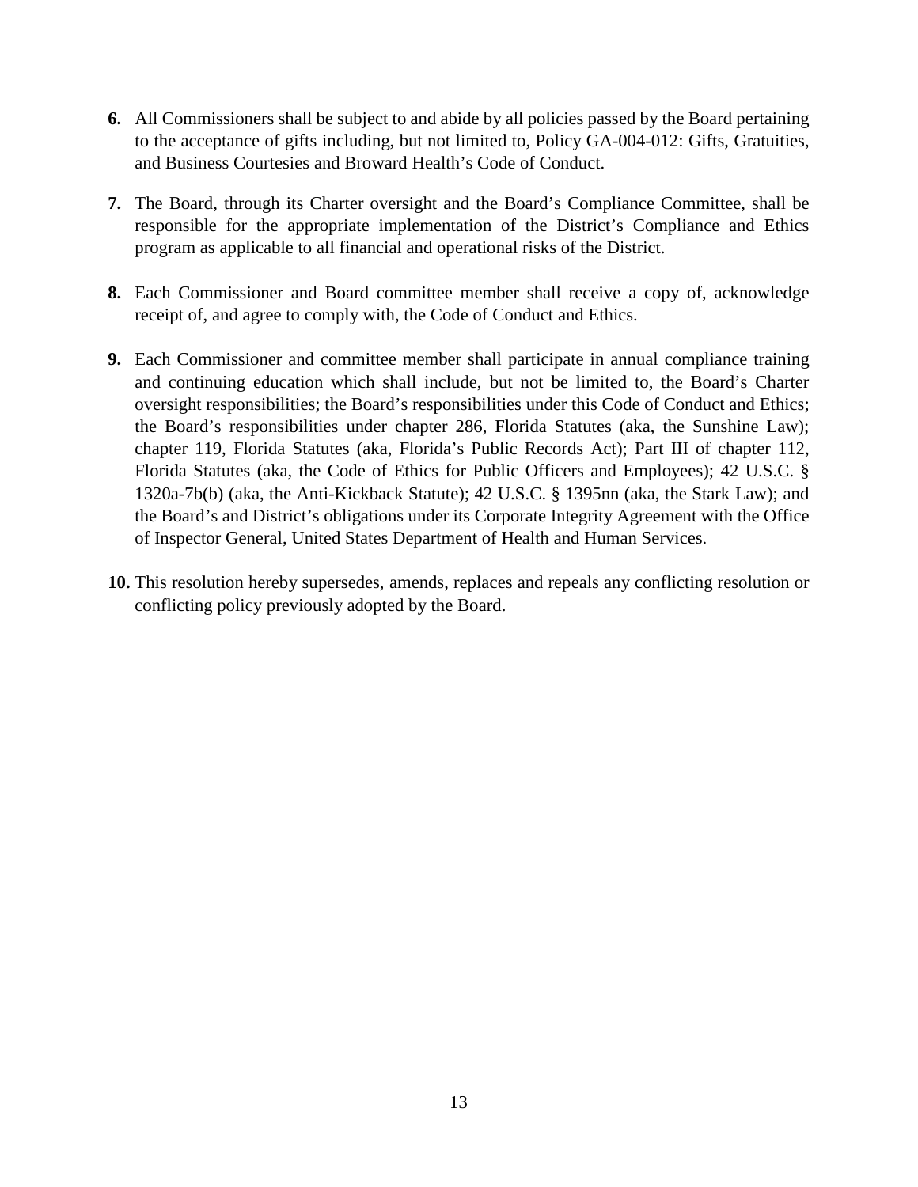**6.** All Commissioners shall be subject to and abide by all policies passed by the Board pertaining to the acceptance of gifts including, but not limited to, Policy GA-004-012: Gifts, Gratuities, and Business Courtesies and Broward Health's Code of Conduct.

**7.** The Board, through its Charter oversight and the Board's Compliance Committee, shall be responsible for the appropriate implementation of the District's Compliance and Ethics program as applicable to all financial and operational risks of the District.

**8.** Each Commissioner and Board committee member shall receive a copy of, acknowledge receipt of, and agree to comply with, the Code of Conduct and Ethics.

**9.** Each Commissioner and committee member shall participate in annual compliance training and continuing education which shall include, but not be limited to, the Board's Charter oversight responsibilities; the Board's responsibilities under this Code of Conduct and Ethics; the Board's responsibilities under chapter 286, Florida Statutes (aka, the Sunshine Law); chapter 119, Florida Statutes (aka, Florida's Public Records Act); Part III of chapter 112, Florida Statutes (aka, the Code of Ethics for Public Officers and Employees); 42 U.S.C. § 1320a-7b(b) (aka, the Anti-Kickback Statute); 42 U.S.C. § 1395nn (aka, the Stark Law); and the Board's and District's obligations under its Corporate Integrity Agreement with the Office of Inspector General, United States Department of Health and Human Services.

**10.** This resolution hereby supersedes, amends, replaces and repeals any conflicting resolution or conflicting policy previously adopted by the Board.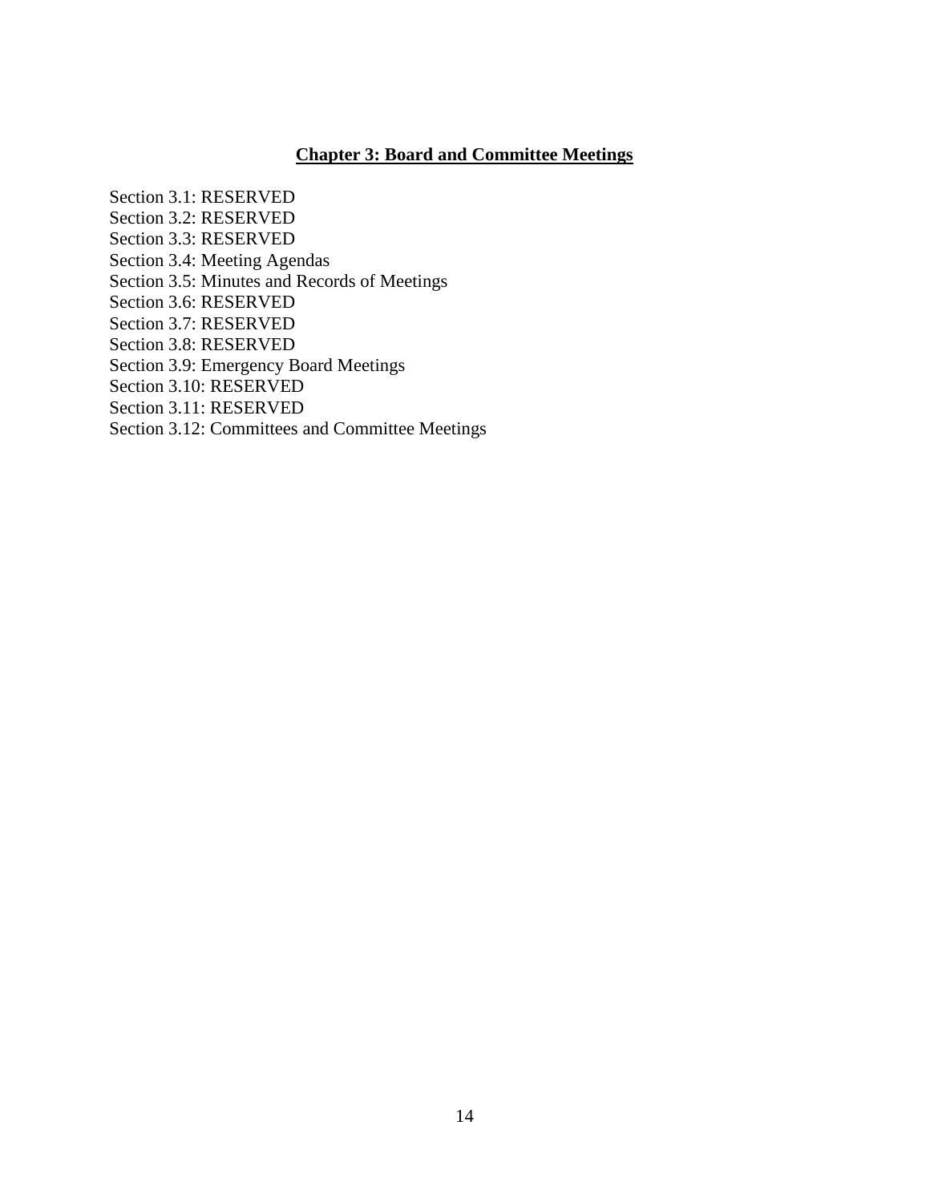# Chapter 3: Board and Committee Meetings

Section 3.1: RESERVED
Section 3.2: RESERVED
Section 3.3: RESERVED
Section 3.4: Meeting Agendas
Section 3.5: Minutes and Records of Meetings
Section 3.6: RESERVED
Section 3.7: RESERVED
Section 3.8: RESERVED
Section 3.9: Emergency Board Meetings
Section 3.10: RESERVED
Section 3.11: RESERVED
Section 3.12: Committees and Committee Meetings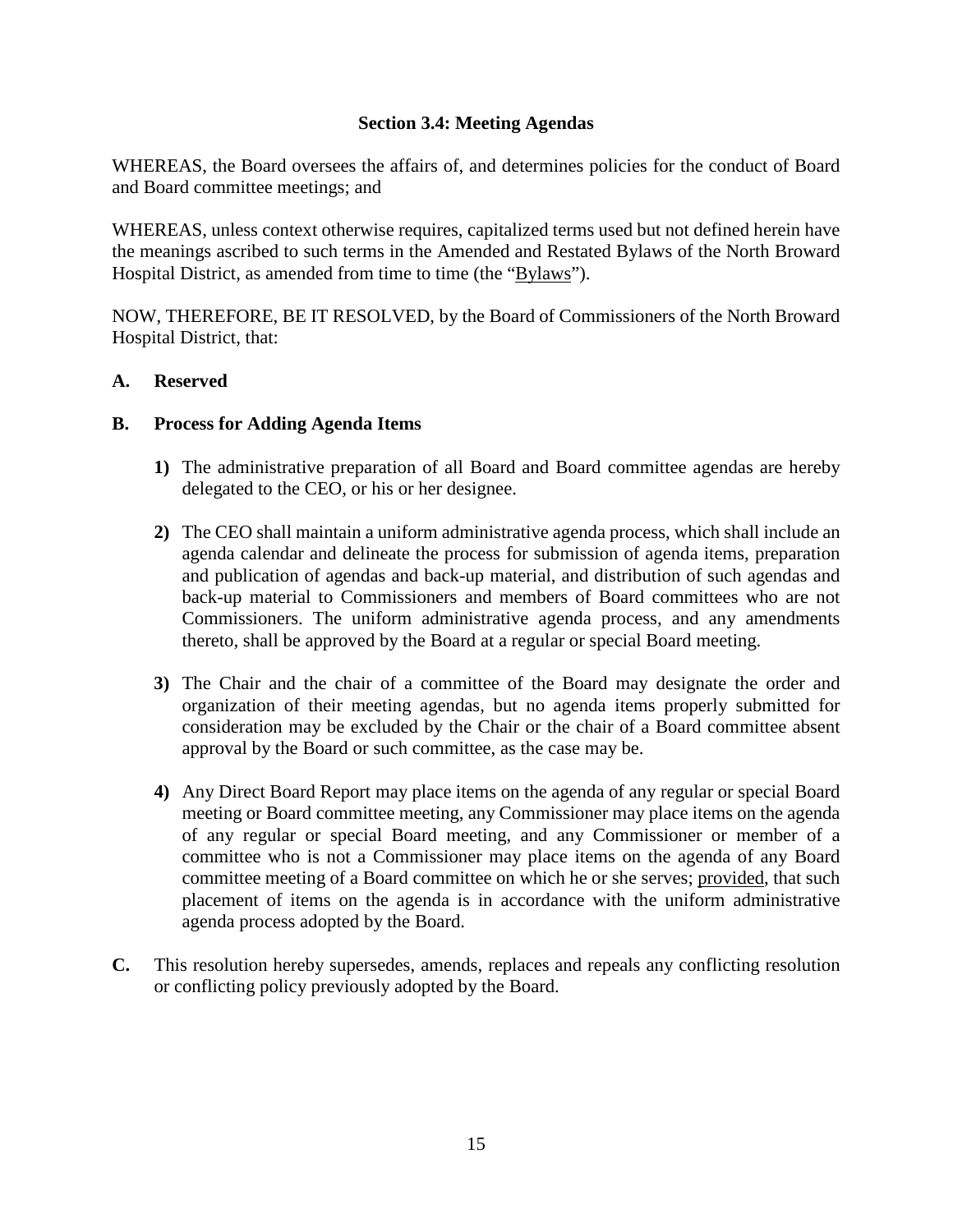### Section 3.4: Meeting Agendas

WHEREAS, the Board oversees the affairs of, and determines policies for the conduct of Board and Board committee meetings; and

WHEREAS, unless context otherwise requires, capitalized terms used but not defined herein have the meanings ascribed to such terms in the Amended and Restated Bylaws of the North Broward Hospital District, as amended from time to time (the "<u>Bylaws</u>").

NOW, THEREFORE, BE IT RESOLVED, by the Board of Commissioners of the North Broward Hospital District, that:

**A. Reserved**

**B. Process for Adding Agenda Items**

**1)** The administrative preparation of all Board and Board committee agendas are hereby delegated to the CEO, or his or her designee.

**2)** The CEO shall maintain a uniform administrative agenda process, which shall include an agenda calendar and delineate the process for submission of agenda items, preparation and publication of agendas and back-up material, and distribution of such agendas and back-up material to Commissioners and members of Board committees who are not Commissioners. The uniform administrative agenda process, and any amendments thereto, shall be approved by the Board at a regular or special Board meeting.

**3)** The Chair and the chair of a committee of the Board may designate the order and organization of their meeting agendas, but no agenda items properly submitted for consideration may be excluded by the Chair or the chair of a Board committee absent approval by the Board or such committee, as the case may be.

**4)** Any Direct Board Report may place items on the agenda of any regular or special Board meeting or Board committee meeting, any Commissioner may place items on the agenda of any regular or special Board meeting, and any Commissioner or member of a committee who is not a Commissioner may place items on the agenda of any Board committee meeting of a Board committee on which he or she serves; <u>provided</u>, that such placement of items on the agenda is in accordance with the uniform administrative agenda process adopted by the Board.

**C.** This resolution hereby supersedes, amends, replaces and repeals any conflicting resolution or conflicting policy previously adopted by the Board.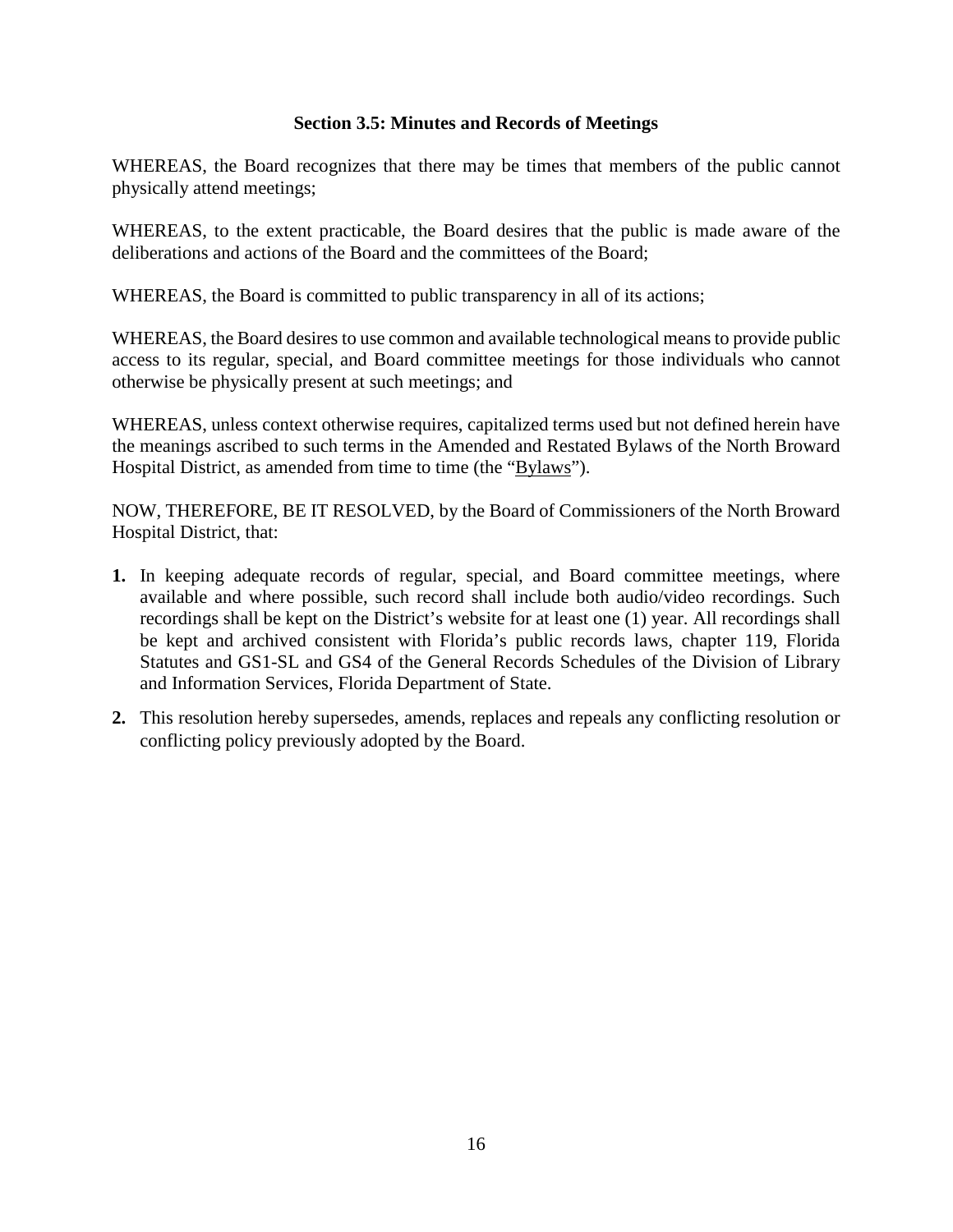### Section 3.5: Minutes and Records of Meetings

WHEREAS, the Board recognizes that there may be times that members of the public cannot physically attend meetings;

WHEREAS, to the extent practicable, the Board desires that the public is made aware of the deliberations and actions of the Board and the committees of the Board;

WHEREAS, the Board is committed to public transparency in all of its actions;

WHEREAS, the Board desires to use common and available technological means to provide public access to its regular, special, and Board committee meetings for those individuals who cannot otherwise be physically present at such meetings; and

WHEREAS, unless context otherwise requires, capitalized terms used but not defined herein have the meanings ascribed to such terms in the Amended and Restated Bylaws of the North Broward Hospital District, as amended from time to time (the "Bylaws").

NOW, THEREFORE, BE IT RESOLVED, by the Board of Commissioners of the North Broward Hospital District, that:

**1.** In keeping adequate records of regular, special, and Board committee meetings, where available and where possible, such record shall include both audio/video recordings. Such recordings shall be kept on the District's website for at least one (1) year. All recordings shall be kept and archived consistent with Florida's public records laws, chapter 119, Florida Statutes and GS1-SL and GS4 of the General Records Schedules of the Division of Library and Information Services, Florida Department of State.

**2.** This resolution hereby supersedes, amends, replaces and repeals any conflicting resolution or conflicting policy previously adopted by the Board.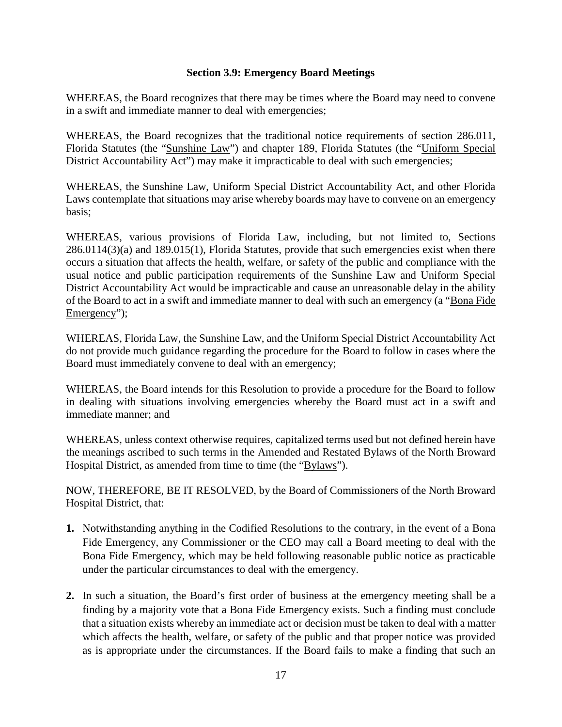### Section 3.9: Emergency Board Meetings

WHEREAS, the Board recognizes that there may be times where the Board may need to convene in a swift and immediate manner to deal with emergencies;

WHEREAS, the Board recognizes that the traditional notice requirements of section 286.011, Florida Statutes (the "Sunshine Law") and chapter 189, Florida Statutes (the "Uniform Special District Accountability Act") may make it impracticable to deal with such emergencies;

WHEREAS, the Sunshine Law, Uniform Special District Accountability Act, and other Florida Laws contemplate that situations may arise whereby boards may have to convene on an emergency basis;

WHEREAS, various provisions of Florida Law, including, but not limited to, Sections 286.0114(3)(a) and 189.015(1), Florida Statutes, provide that such emergencies exist when there occurs a situation that affects the health, welfare, or safety of the public and compliance with the usual notice and public participation requirements of the Sunshine Law and Uniform Special District Accountability Act would be impracticable and cause an unreasonable delay in the ability of the Board to act in a swift and immediate manner to deal with such an emergency (a "Bona Fide Emergency");

WHEREAS, Florida Law, the Sunshine Law, and the Uniform Special District Accountability Act do not provide much guidance regarding the procedure for the Board to follow in cases where the Board must immediately convene to deal with an emergency;

WHEREAS, the Board intends for this Resolution to provide a procedure for the Board to follow in dealing with situations involving emergencies whereby the Board must act in a swift and immediate manner; and

WHEREAS, unless context otherwise requires, capitalized terms used but not defined herein have the meanings ascribed to such terms in the Amended and Restated Bylaws of the North Broward Hospital District, as amended from time to time (the "Bylaws").

NOW, THEREFORE, BE IT RESOLVED, by the Board of Commissioners of the North Broward Hospital District, that:

1. Notwithstanding anything in the Codified Resolutions to the contrary, in the event of a Bona Fide Emergency, any Commissioner or the CEO may call a Board meeting to deal with the Bona Fide Emergency, which may be held following reasonable public notice as practicable under the particular circumstances to deal with the emergency.

2. In such a situation, the Board's first order of business at the emergency meeting shall be a finding by a majority vote that a Bona Fide Emergency exists. Such a finding must conclude that a situation exists whereby an immediate act or decision must be taken to deal with a matter which affects the health, welfare, or safety of the public and that proper notice was provided as is appropriate under the circumstances. If the Board fails to make a finding that such an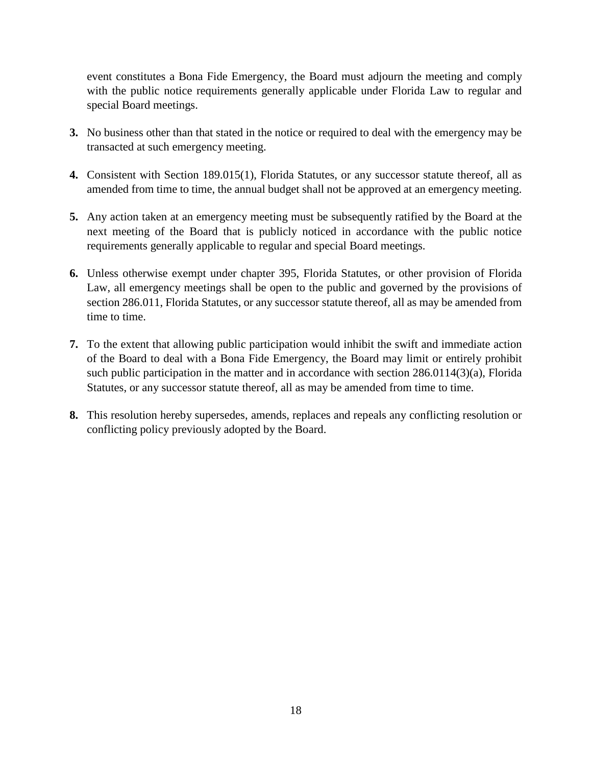event constitutes a Bona Fide Emergency, the Board must adjourn the meeting and comply with the public notice requirements generally applicable under Florida Law to regular and special Board meetings.

**3.** No business other than that stated in the notice or required to deal with the emergency may be transacted at such emergency meeting.

**4.** Consistent with Section 189.015(1), Florida Statutes, or any successor statute thereof, all as amended from time to time, the annual budget shall not be approved at an emergency meeting.

**5.** Any action taken at an emergency meeting must be subsequently ratified by the Board at the next meeting of the Board that is publicly noticed in accordance with the public notice requirements generally applicable to regular and special Board meetings.

**6.** Unless otherwise exempt under chapter 395, Florida Statutes, or other provision of Florida Law, all emergency meetings shall be open to the public and governed by the provisions of section 286.011, Florida Statutes, or any successor statute thereof, all as may be amended from time to time.

**7.** To the extent that allowing public participation would inhibit the swift and immediate action of the Board to deal with a Bona Fide Emergency, the Board may limit or entirely prohibit such public participation in the matter and in accordance with section 286.0114(3)(a), Florida Statutes, or any successor statute thereof, all as may be amended from time to time.

**8.** This resolution hereby supersedes, amends, replaces and repeals any conflicting resolution or conflicting policy previously adopted by the Board.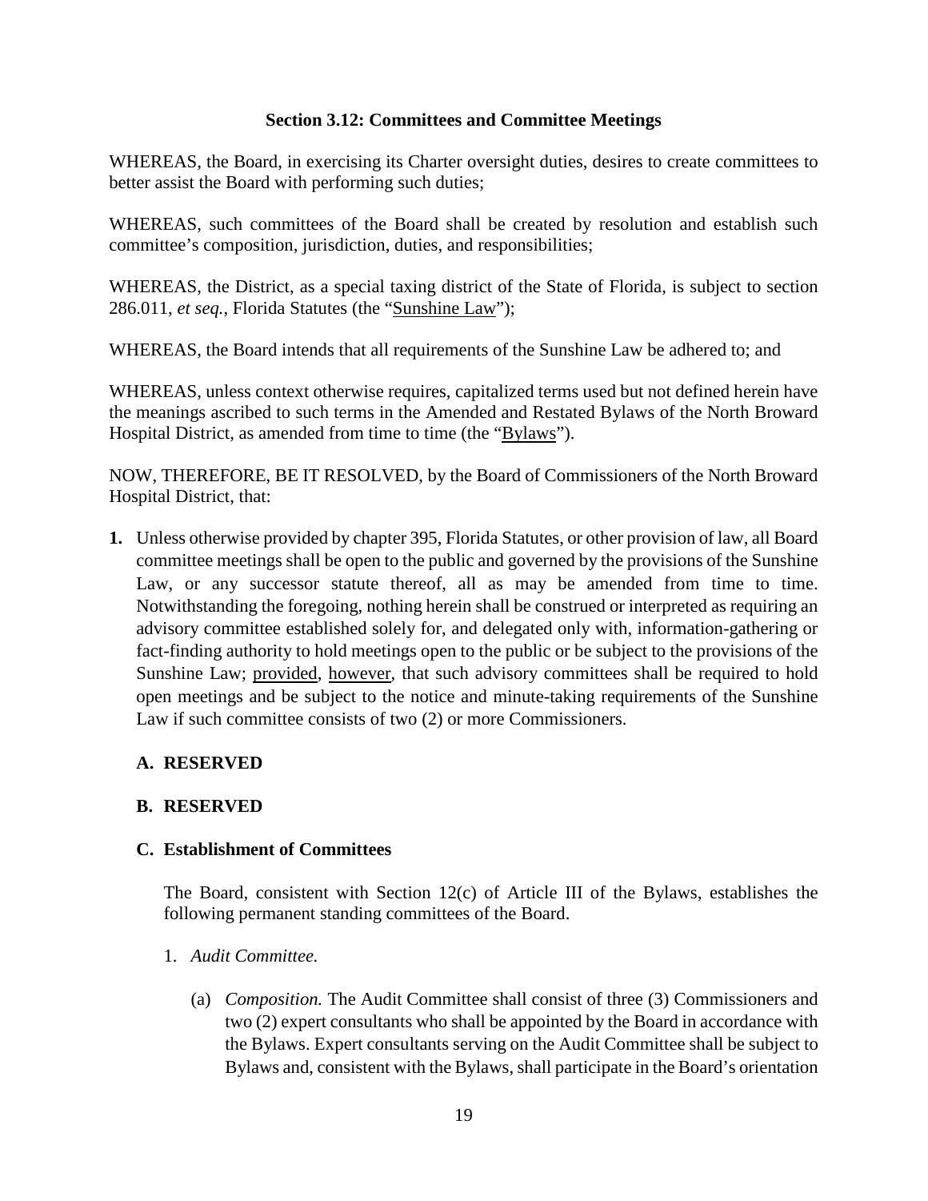### Section 3.12: Committees and Committee Meetings

WHEREAS, the Board, in exercising its Charter oversight duties, desires to create committees to better assist the Board with performing such duties;

WHEREAS, such committees of the Board shall be created by resolution and establish such committee's composition, jurisdiction, duties, and responsibilities;

WHEREAS, the District, as a special taxing district of the State of Florida, is subject to section 286.011, *et seq.*, Florida Statutes (the "Sunshine Law");

WHEREAS, the Board intends that all requirements of the Sunshine Law be adhered to; and

WHEREAS, unless context otherwise requires, capitalized terms used but not defined herein have the meanings ascribed to such terms in the Amended and Restated Bylaws of the North Broward Hospital District, as amended from time to time (the "Bylaws").

NOW, THEREFORE, BE IT RESOLVED, by the Board of Commissioners of the North Broward Hospital District, that:

**1.** Unless otherwise provided by chapter 395, Florida Statutes, or other provision of law, all Board committee meetings shall be open to the public and governed by the provisions of the Sunshine Law, or any successor statute thereof, all as may be amended from time to time. Notwithstanding the foregoing, nothing herein shall be construed or interpreted as requiring an advisory committee established solely for, and delegated only with, information-gathering or fact-finding authority to hold meetings open to the public or be subject to the provisions of the Sunshine Law; provided, however, that such advisory committees shall be required to hold open meetings and be subject to the notice and minute-taking requirements of the Sunshine Law if such committee consists of two (2) or more Commissioners.

**A. RESERVED**

**B. RESERVED**

**C. Establishment of Committees**

The Board, consistent with Section 12(c) of Article III of the Bylaws, establishes the following permanent standing committees of the Board.

1. *Audit Committee.*

   (a) *Composition.* The Audit Committee shall consist of three (3) Commissioners and two (2) expert consultants who shall be appointed by the Board in accordance with the Bylaws. Expert consultants serving on the Audit Committee shall be subject to Bylaws and, consistent with the Bylaws, shall participate in the Board's orientation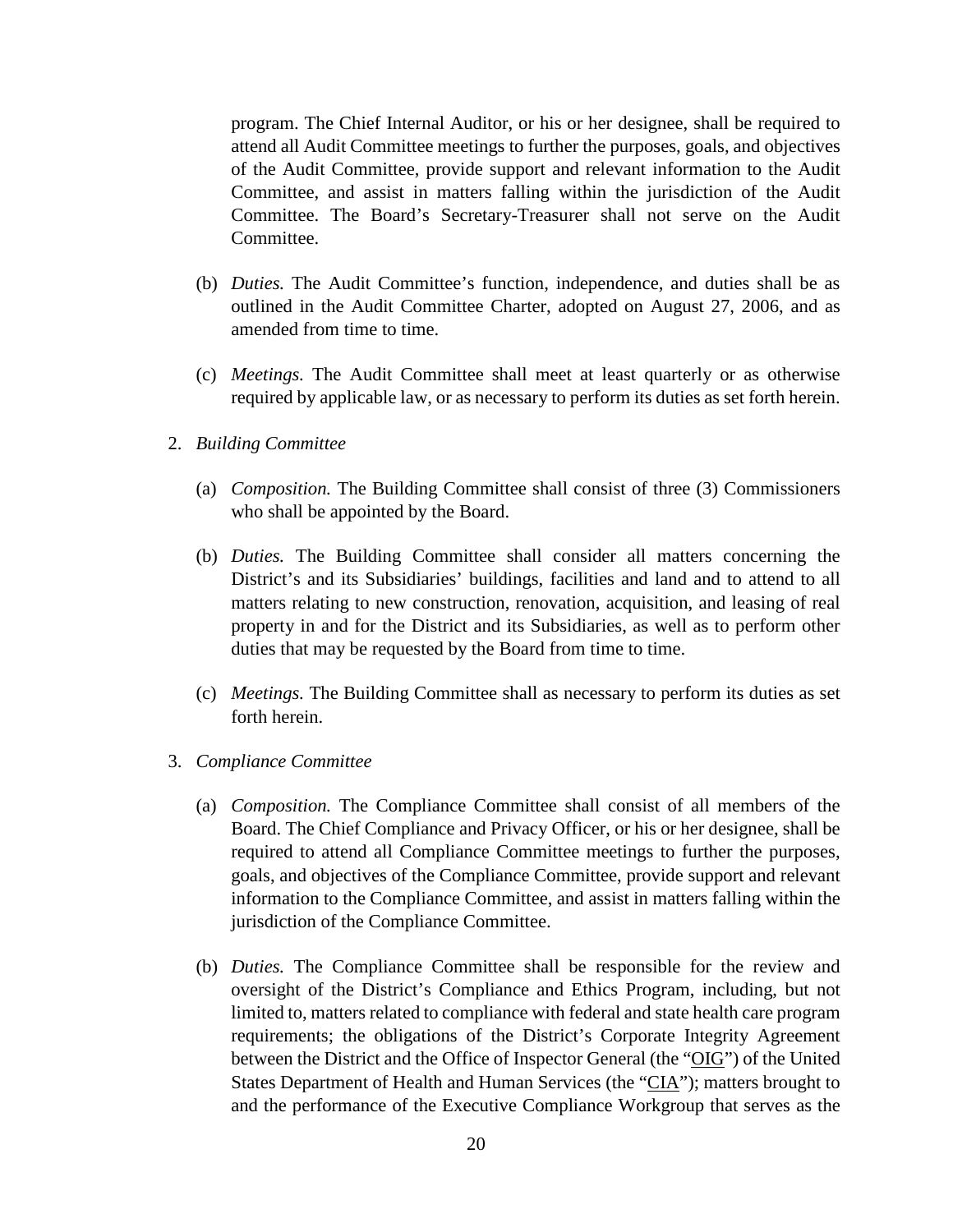program. The Chief Internal Auditor, or his or her designee, shall be required to attend all Audit Committee meetings to further the purposes, goals, and objectives of the Audit Committee, provide support and relevant information to the Audit Committee, and assist in matters falling within the jurisdiction of the Audit Committee. The Board's Secretary-Treasurer shall not serve on the Audit Committee.

(b) *Duties.* The Audit Committee's function, independence, and duties shall be as outlined in the Audit Committee Charter, adopted on August 27, 2006, and as amended from time to time.

(c) *Meetings.* The Audit Committee shall meet at least quarterly or as otherwise required by applicable law, or as necessary to perform its duties as set forth herein.

2. *Building Committee*

(a) *Composition.* The Building Committee shall consist of three (3) Commissioners who shall be appointed by the Board.

(b) *Duties.* The Building Committee shall consider all matters concerning the District's and its Subsidiaries' buildings, facilities and land and to attend to all matters relating to new construction, renovation, acquisition, and leasing of real property in and for the District and its Subsidiaries, as well as to perform other duties that may be requested by the Board from time to time.

(c) *Meetings.* The Building Committee shall as necessary to perform its duties as set forth herein.

3. *Compliance Committee*

(a) *Composition.* The Compliance Committee shall consist of all members of the Board. The Chief Compliance and Privacy Officer, or his or her designee, shall be required to attend all Compliance Committee meetings to further the purposes, goals, and objectives of the Compliance Committee, provide support and relevant information to the Compliance Committee, and assist in matters falling within the jurisdiction of the Compliance Committee.

(b) *Duties.* The Compliance Committee shall be responsible for the review and oversight of the District's Compliance and Ethics Program, including, but not limited to, matters related to compliance with federal and state health care program requirements; the obligations of the District's Corporate Integrity Agreement between the District and the Office of Inspector General (the "OIG") of the United States Department of Health and Human Services (the "CIA"); matters brought to and the performance of the Executive Compliance Workgroup that serves as the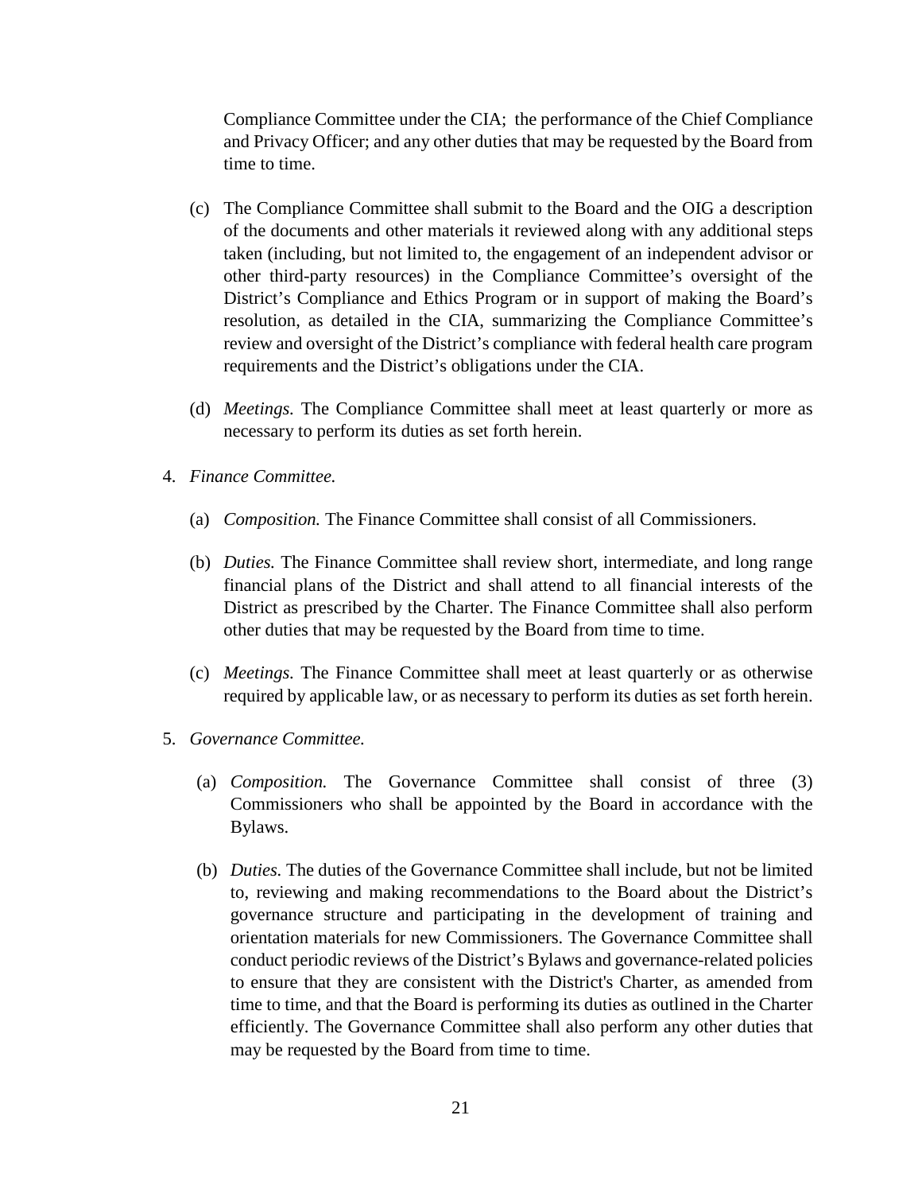Compliance Committee under the CIA;  the performance of the Chief Compliance and Privacy Officer; and any other duties that may be requested by the Board from time to time.

(c) The Compliance Committee shall submit to the Board and the OIG a description of the documents and other materials it reviewed along with any additional steps taken (including, but not limited to, the engagement of an independent advisor or other third-party resources) in the Compliance Committee's oversight of the District's Compliance and Ethics Program or in support of making the Board's resolution, as detailed in the CIA, summarizing the Compliance Committee's review and oversight of the District's compliance with federal health care program requirements and the District's obligations under the CIA.

(d) *Meetings.* The Compliance Committee shall meet at least quarterly or more as necessary to perform its duties as set forth herein.

4. *Finance Committee.*

   (a) *Composition.* The Finance Committee shall consist of all Commissioners.

   (b) *Duties.* The Finance Committee shall review short, intermediate, and long range financial plans of the District and shall attend to all financial interests of the District as prescribed by the Charter. The Finance Committee shall also perform other duties that may be requested by the Board from time to time.

   (c) *Meetings.* The Finance Committee shall meet at least quarterly or as otherwise required by applicable law, or as necessary to perform its duties as set forth herein.

5. *Governance Committee.*

   (a) *Composition.* The Governance Committee shall consist of three (3) Commissioners who shall be appointed by the Board in accordance with the Bylaws.

   (b) *Duties.* The duties of the Governance Committee shall include, but not be limited to, reviewing and making recommendations to the Board about the District's governance structure and participating in the development of training and orientation materials for new Commissioners. The Governance Committee shall conduct periodic reviews of the District's Bylaws and governance-related policies to ensure that they are consistent with the District's Charter, as amended from time to time, and that the Board is performing its duties as outlined in the Charter efficiently. The Governance Committee shall also perform any other duties that may be requested by the Board from time to time.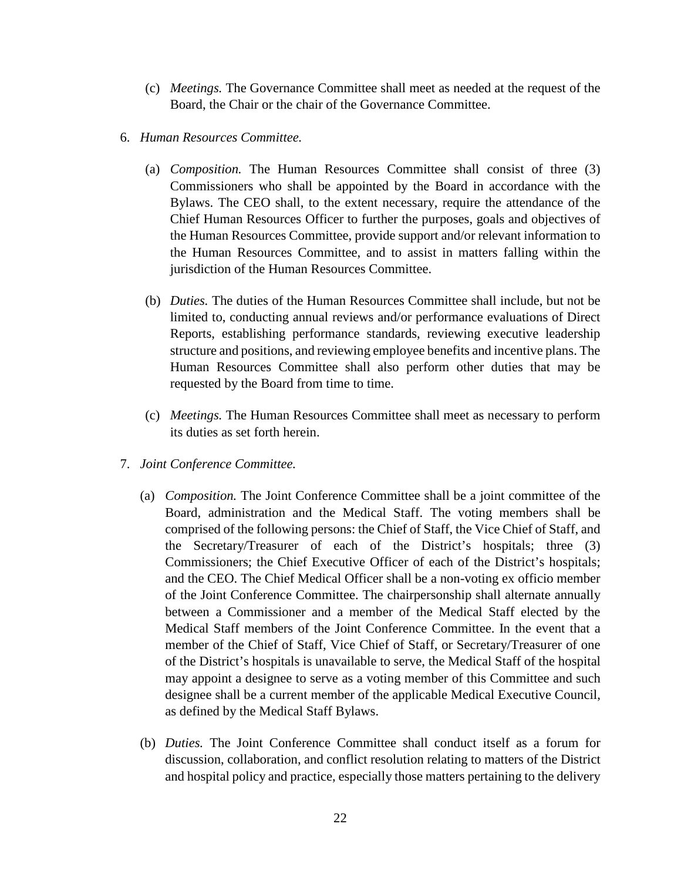(c) *Meetings.* The Governance Committee shall meet as needed at the request of the Board, the Chair or the chair of the Governance Committee.

6. *Human Resources Committee.*

   (a) *Composition.* The Human Resources Committee shall consist of three (3) Commissioners who shall be appointed by the Board in accordance with the Bylaws. The CEO shall, to the extent necessary, require the attendance of the Chief Human Resources Officer to further the purposes, goals and objectives of the Human Resources Committee, provide support and/or relevant information to the Human Resources Committee, and to assist in matters falling within the jurisdiction of the Human Resources Committee.

   (b) *Duties.* The duties of the Human Resources Committee shall include, but not be limited to, conducting annual reviews and/or performance evaluations of Direct Reports, establishing performance standards, reviewing executive leadership structure and positions, and reviewing employee benefits and incentive plans. The Human Resources Committee shall also perform other duties that may be requested by the Board from time to time.

   (c) *Meetings.* The Human Resources Committee shall meet as necessary to perform its duties as set forth herein.

7. *Joint Conference Committee.*

   (a) *Composition.* The Joint Conference Committee shall be a joint committee of the Board, administration and the Medical Staff. The voting members shall be comprised of the following persons: the Chief of Staff, the Vice Chief of Staff, and the Secretary/Treasurer of each of the District's hospitals; three (3) Commissioners; the Chief Executive Officer of each of the District's hospitals; and the CEO. The Chief Medical Officer shall be a non-voting ex officio member of the Joint Conference Committee. The chairpersonship shall alternate annually between a Commissioner and a member of the Medical Staff elected by the Medical Staff members of the Joint Conference Committee. In the event that a member of the Chief of Staff, Vice Chief of Staff, or Secretary/Treasurer of one of the District's hospitals is unavailable to serve, the Medical Staff of the hospital may appoint a designee to serve as a voting member of this Committee and such designee shall be a current member of the applicable Medical Executive Council, as defined by the Medical Staff Bylaws.

   (b) *Duties.* The Joint Conference Committee shall conduct itself as a forum for discussion, collaboration, and conflict resolution relating to matters of the District and hospital policy and practice, especially those matters pertaining to the delivery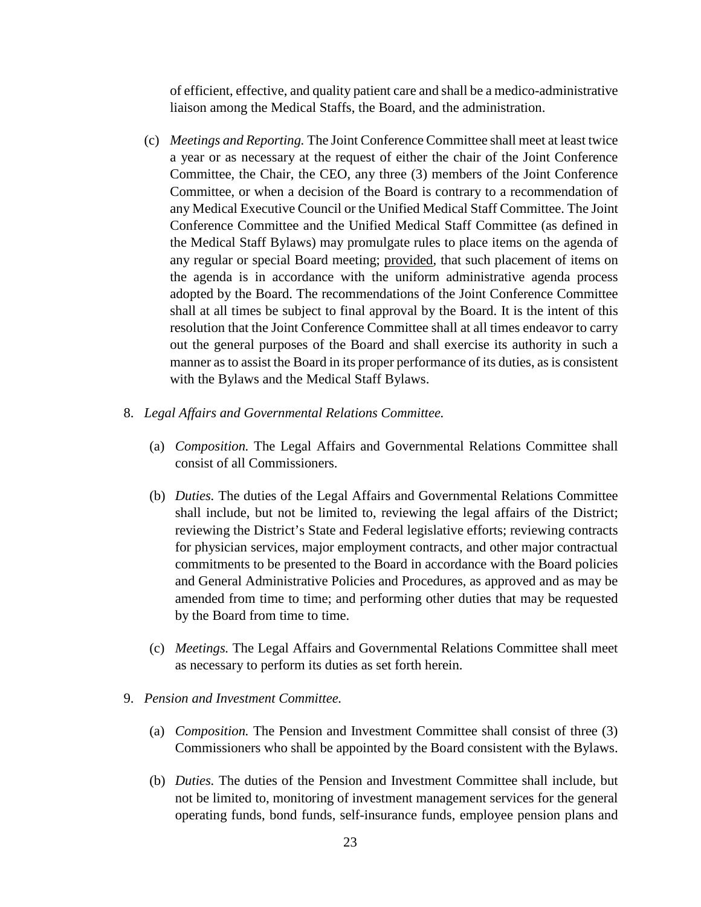of efficient, effective, and quality patient care and shall be a medico-administrative liaison among the Medical Staffs, the Board, and the administration.

(c) *Meetings and Reporting.* The Joint Conference Committee shall meet at least twice a year or as necessary at the request of either the chair of the Joint Conference Committee, the Chair, the CEO, any three (3) members of the Joint Conference Committee, or when a decision of the Board is contrary to a recommendation of any Medical Executive Council or the Unified Medical Staff Committee. The Joint Conference Committee and the Unified Medical Staff Committee (as defined in the Medical Staff Bylaws) may promulgate rules to place items on the agenda of any regular or special Board meeting; <u>provided</u>, that such placement of items on the agenda is in accordance with the uniform administrative agenda process adopted by the Board. The recommendations of the Joint Conference Committee shall at all times be subject to final approval by the Board. It is the intent of this resolution that the Joint Conference Committee shall at all times endeavor to carry out the general purposes of the Board and shall exercise its authority in such a manner as to assist the Board in its proper performance of its duties, as is consistent with the Bylaws and the Medical Staff Bylaws.

8. *Legal Affairs and Governmental Relations Committee.*

   (a) *Composition.* The Legal Affairs and Governmental Relations Committee shall consist of all Commissioners.

   (b) *Duties.* The duties of the Legal Affairs and Governmental Relations Committee shall include, but not be limited to, reviewing the legal affairs of the District; reviewing the District's State and Federal legislative efforts; reviewing contracts for physician services, major employment contracts, and other major contractual commitments to be presented to the Board in accordance with the Board policies and General Administrative Policies and Procedures, as approved and as may be amended from time to time; and performing other duties that may be requested by the Board from time to time.

   (c) *Meetings.* The Legal Affairs and Governmental Relations Committee shall meet as necessary to perform its duties as set forth herein.

9. *Pension and Investment Committee.*

   (a) *Composition.* The Pension and Investment Committee shall consist of three (3) Commissioners who shall be appointed by the Board consistent with the Bylaws.

   (b) *Duties.* The duties of the Pension and Investment Committee shall include, but not be limited to, monitoring of investment management services for the general operating funds, bond funds, self-insurance funds, employee pension plans and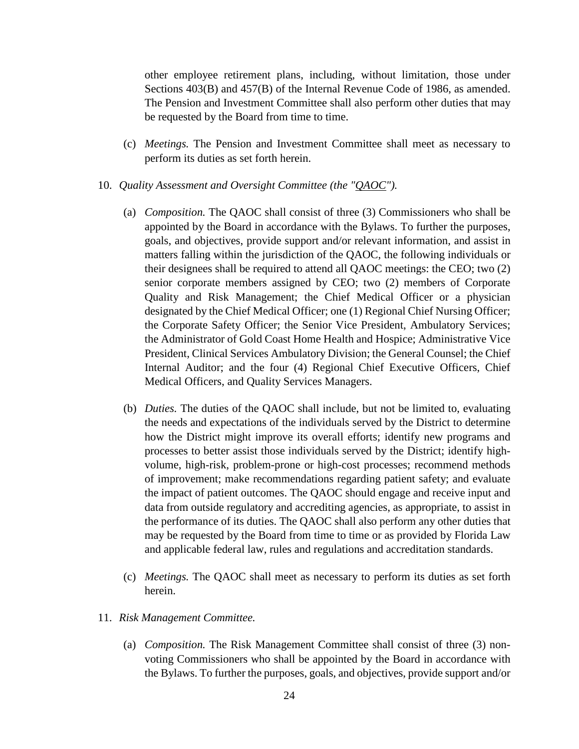other employee retirement plans, including, without limitation, those under Sections 403(B) and 457(B) of the Internal Revenue Code of 1986, as amended. The Pension and Investment Committee shall also perform other duties that may be requested by the Board from time to time.

(c) *Meetings.* The Pension and Investment Committee shall meet as necessary to perform its duties as set forth herein.

10. *Quality Assessment and Oversight Committee (the "QAOC").*

(a) *Composition.* The QAOC shall consist of three (3) Commissioners who shall be appointed by the Board in accordance with the Bylaws. To further the purposes, goals, and objectives, provide support and/or relevant information, and assist in matters falling within the jurisdiction of the QAOC, the following individuals or their designees shall be required to attend all QAOC meetings: the CEO; two (2) senior corporate members assigned by CEO; two (2) members of Corporate Quality and Risk Management; the Chief Medical Officer or a physician designated by the Chief Medical Officer; one (1) Regional Chief Nursing Officer; the Corporate Safety Officer; the Senior Vice President, Ambulatory Services; the Administrator of Gold Coast Home Health and Hospice; Administrative Vice President, Clinical Services Ambulatory Division; the General Counsel; the Chief Internal Auditor; and the four (4) Regional Chief Executive Officers, Chief Medical Officers, and Quality Services Managers.

(b) *Duties.* The duties of the QAOC shall include, but not be limited to, evaluating the needs and expectations of the individuals served by the District to determine how the District might improve its overall efforts; identify new programs and processes to better assist those individuals served by the District; identify high-volume, high-risk, problem-prone or high-cost processes; recommend methods of improvement; make recommendations regarding patient safety; and evaluate the impact of patient outcomes. The QAOC should engage and receive input and data from outside regulatory and accrediting agencies, as appropriate, to assist in the performance of its duties. The QAOC shall also perform any other duties that may be requested by the Board from time to time or as provided by Florida Law and applicable federal law, rules and regulations and accreditation standards.

(c) *Meetings.* The QAOC shall meet as necessary to perform its duties as set forth herein.

11. *Risk Management Committee.*

(a) *Composition.* The Risk Management Committee shall consist of three (3) non-voting Commissioners who shall be appointed by the Board in accordance with the Bylaws. To further the purposes, goals, and objectives, provide support and/or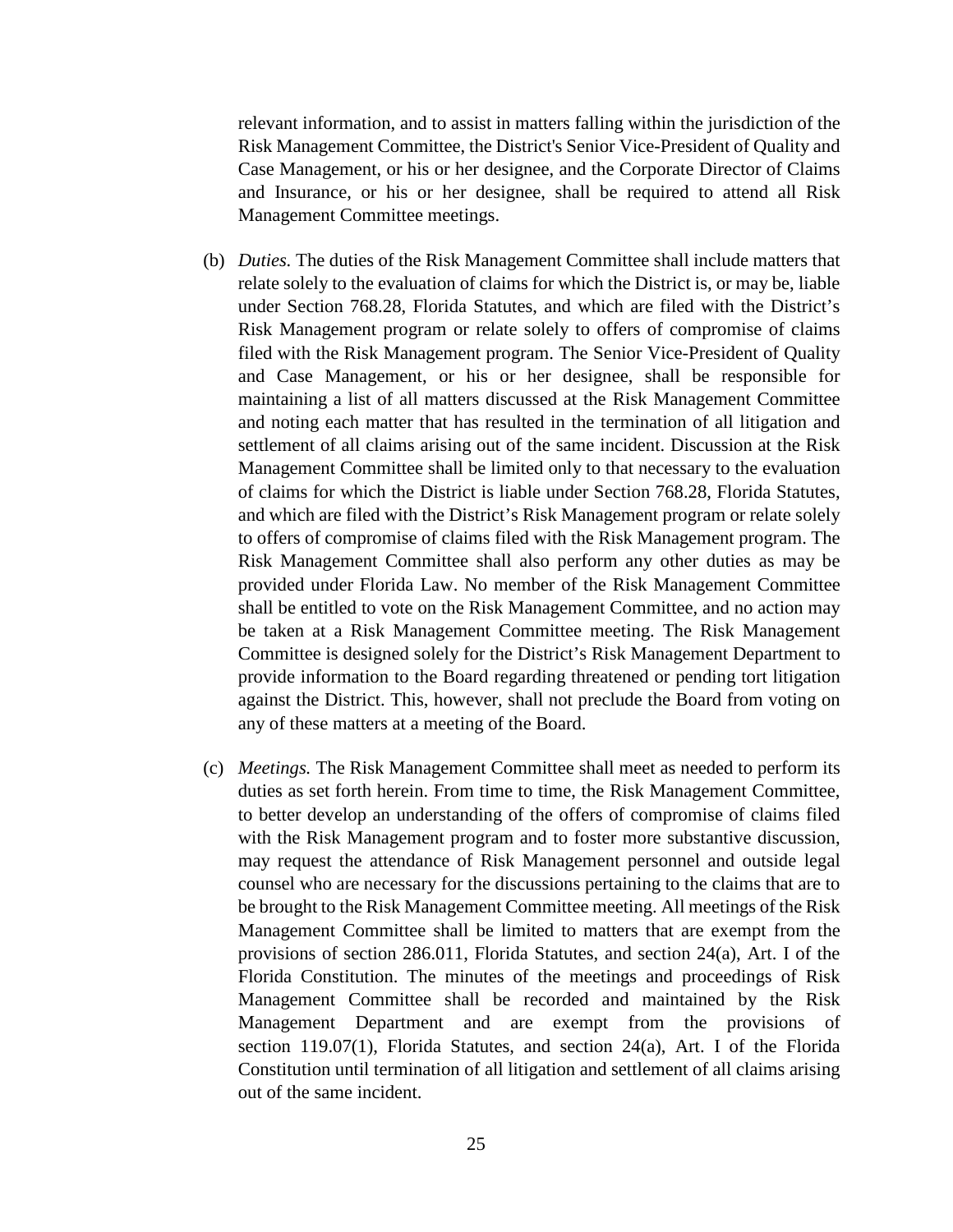relevant information, and to assist in matters falling within the jurisdiction of the Risk Management Committee, the District's Senior Vice-President of Quality and Case Management, or his or her designee, and the Corporate Director of Claims and Insurance, or his or her designee, shall be required to attend all Risk Management Committee meetings.

(b) *Duties.* The duties of the Risk Management Committee shall include matters that relate solely to the evaluation of claims for which the District is, or may be, liable under Section 768.28, Florida Statutes, and which are filed with the District's Risk Management program or relate solely to offers of compromise of claims filed with the Risk Management program. The Senior Vice-President of Quality and Case Management, or his or her designee, shall be responsible for maintaining a list of all matters discussed at the Risk Management Committee and noting each matter that has resulted in the termination of all litigation and settlement of all claims arising out of the same incident. Discussion at the Risk Management Committee shall be limited only to that necessary to the evaluation of claims for which the District is liable under Section 768.28, Florida Statutes, and which are filed with the District's Risk Management program or relate solely to offers of compromise of claims filed with the Risk Management program. The Risk Management Committee shall also perform any other duties as may be provided under Florida Law. No member of the Risk Management Committee shall be entitled to vote on the Risk Management Committee, and no action may be taken at a Risk Management Committee meeting. The Risk Management Committee is designed solely for the District's Risk Management Department to provide information to the Board regarding threatened or pending tort litigation against the District. This, however, shall not preclude the Board from voting on any of these matters at a meeting of the Board.

(c) *Meetings.* The Risk Management Committee shall meet as needed to perform its duties as set forth herein. From time to time, the Risk Management Committee, to better develop an understanding of the offers of compromise of claims filed with the Risk Management program and to foster more substantive discussion, may request the attendance of Risk Management personnel and outside legal counsel who are necessary for the discussions pertaining to the claims that are to be brought to the Risk Management Committee meeting. All meetings of the Risk Management Committee shall be limited to matters that are exempt from the provisions of section 286.011, Florida Statutes, and section 24(a), Art. I of the Florida Constitution. The minutes of the meetings and proceedings of Risk Management Committee shall be recorded and maintained by the Risk Management Department and are exempt from the provisions of section 119.07(1), Florida Statutes, and section 24(a), Art. I of the Florida Constitution until termination of all litigation and settlement of all claims arising out of the same incident.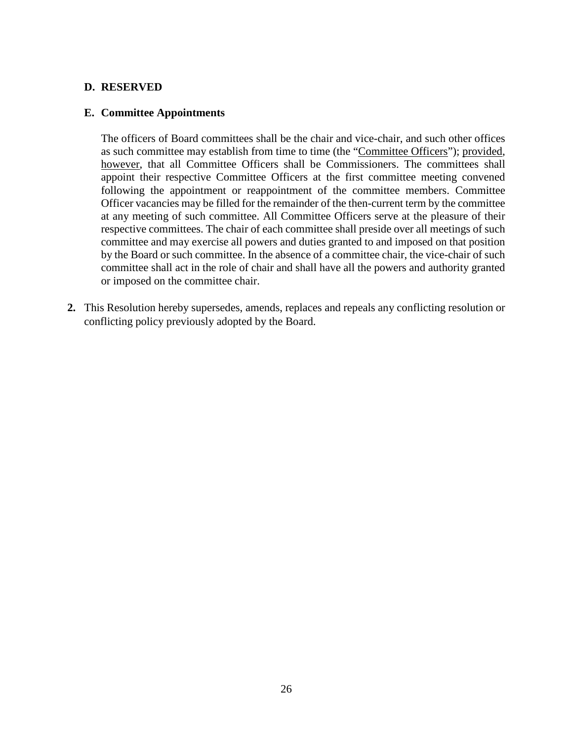**D. RESERVED**

**E. Committee Appointments**

The officers of Board committees shall be the chair and vice-chair, and such other offices as such committee may establish from time to time (the "Committee Officers"); provided, however, that all Committee Officers shall be Commissioners. The committees shall appoint their respective Committee Officers at the first committee meeting convened following the appointment or reappointment of the committee members. Committee Officer vacancies may be filled for the remainder of the then-current term by the committee at any meeting of such committee. All Committee Officers serve at the pleasure of their respective committees. The chair of each committee shall preside over all meetings of such committee and may exercise all powers and duties granted to and imposed on that position by the Board or such committee. In the absence of a committee chair, the vice-chair of such committee shall act in the role of chair and shall have all the powers and authority granted or imposed on the committee chair.

**2.** This Resolution hereby supersedes, amends, replaces and repeals any conflicting resolution or conflicting policy previously adopted by the Board.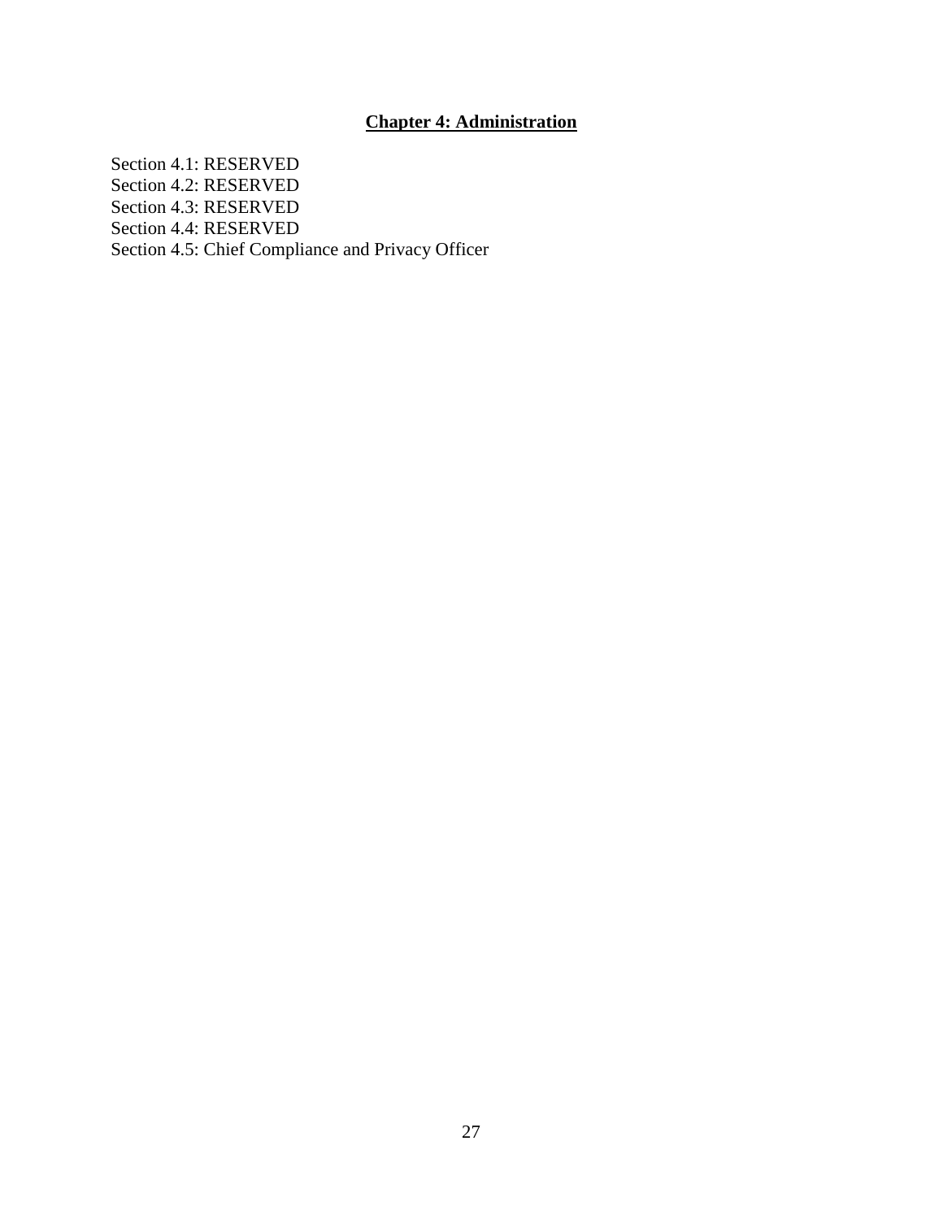# Chapter 4: Administration

Section 4.1: RESERVED
Section 4.2: RESERVED
Section 4.3: RESERVED
Section 4.4: RESERVED
Section 4.5: Chief Compliance and Privacy Officer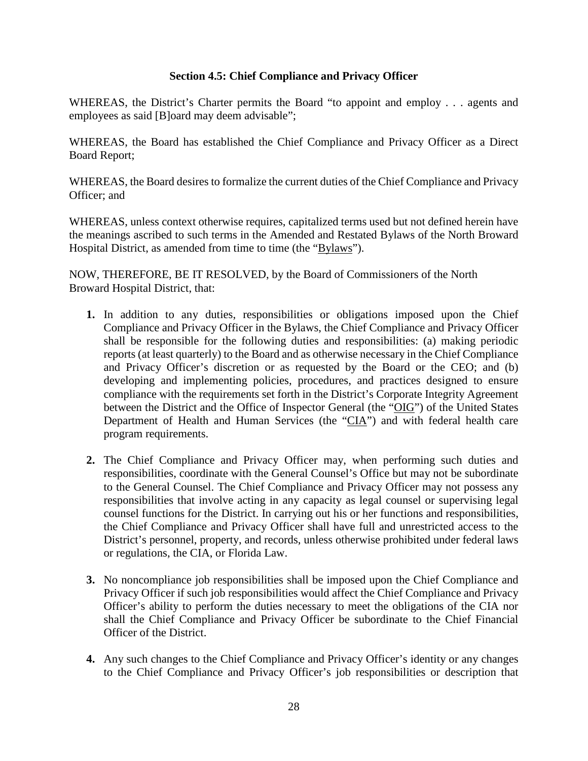### Section 4.5: Chief Compliance and Privacy Officer

WHEREAS, the District's Charter permits the Board "to appoint and employ . . . agents and employees as said [B]oard may deem advisable";

WHEREAS, the Board has established the Chief Compliance and Privacy Officer as a Direct Board Report;

WHEREAS, the Board desires to formalize the current duties of the Chief Compliance and Privacy Officer; and

WHEREAS, unless context otherwise requires, capitalized terms used but not defined herein have the meanings ascribed to such terms in the Amended and Restated Bylaws of the North Broward Hospital District, as amended from time to time (the "Bylaws").

NOW, THEREFORE, BE IT RESOLVED, by the Board of Commissioners of the North Broward Hospital District, that:

1. In addition to any duties, responsibilities or obligations imposed upon the Chief Compliance and Privacy Officer in the Bylaws, the Chief Compliance and Privacy Officer shall be responsible for the following duties and responsibilities: (a) making periodic reports (at least quarterly) to the Board and as otherwise necessary in the Chief Compliance and Privacy Officer's discretion or as requested by the Board or the CEO; and (b) developing and implementing policies, procedures, and practices designed to ensure compliance with the requirements set forth in the District's Corporate Integrity Agreement between the District and the Office of Inspector General (the "OIG") of the United States Department of Health and Human Services (the "CIA") and with federal health care program requirements.

2. The Chief Compliance and Privacy Officer may, when performing such duties and responsibilities, coordinate with the General Counsel's Office but may not be subordinate to the General Counsel. The Chief Compliance and Privacy Officer may not possess any responsibilities that involve acting in any capacity as legal counsel or supervising legal counsel functions for the District. In carrying out his or her functions and responsibilities, the Chief Compliance and Privacy Officer shall have full and unrestricted access to the District's personnel, property, and records, unless otherwise prohibited under federal laws or regulations, the CIA, or Florida Law.

3. No noncompliance job responsibilities shall be imposed upon the Chief Compliance and Privacy Officer if such job responsibilities would affect the Chief Compliance and Privacy Officer's ability to perform the duties necessary to meet the obligations of the CIA nor shall the Chief Compliance and Privacy Officer be subordinate to the Chief Financial Officer of the District.

4. Any such changes to the Chief Compliance and Privacy Officer's identity or any changes to the Chief Compliance and Privacy Officer's job responsibilities or description that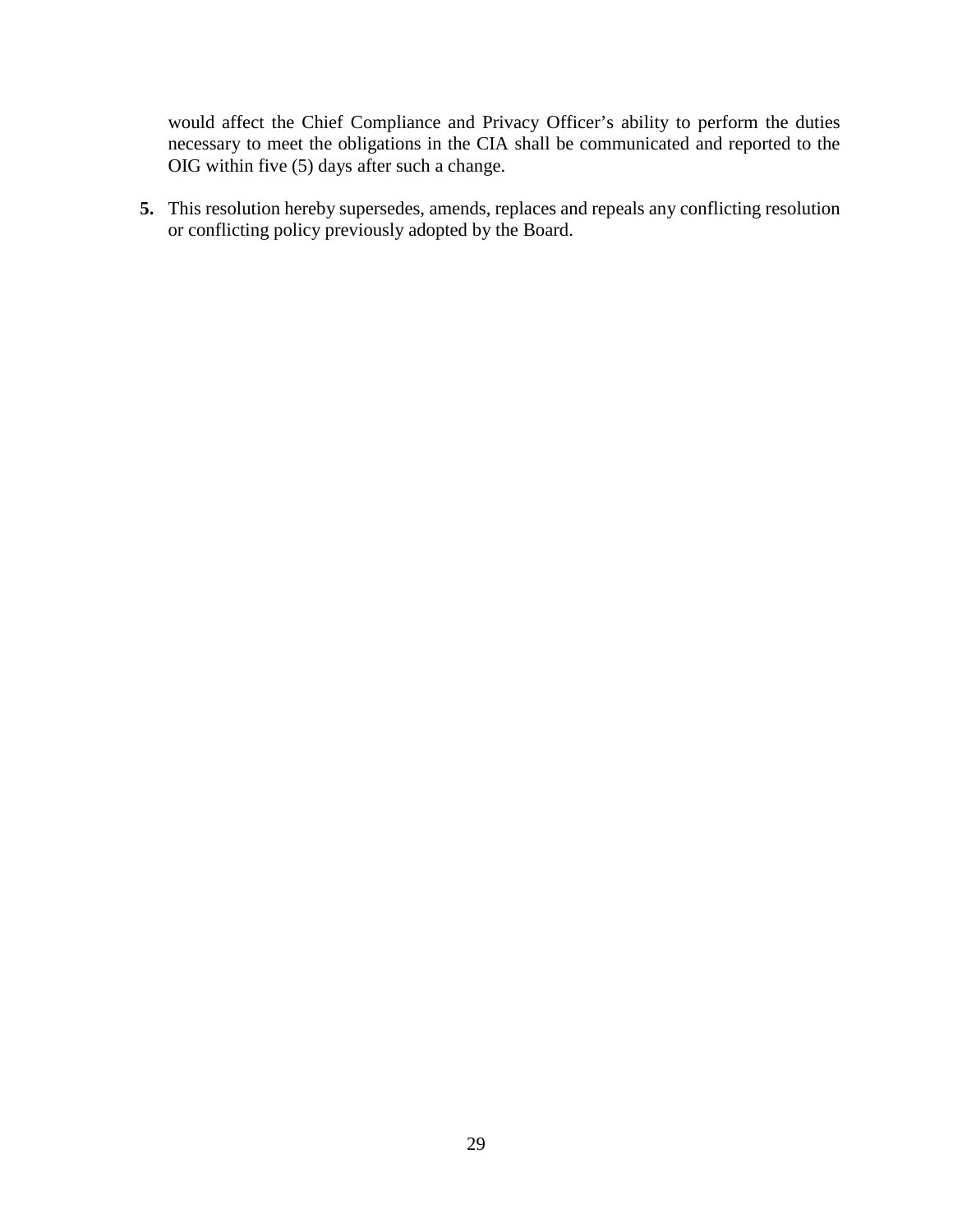would affect the Chief Compliance and Privacy Officer's ability to perform the duties necessary to meet the obligations in the CIA shall be communicated and reported to the OIG within five (5) days after such a change.

**5.** This resolution hereby supersedes, amends, replaces and repeals any conflicting resolution or conflicting policy previously adopted by the Board.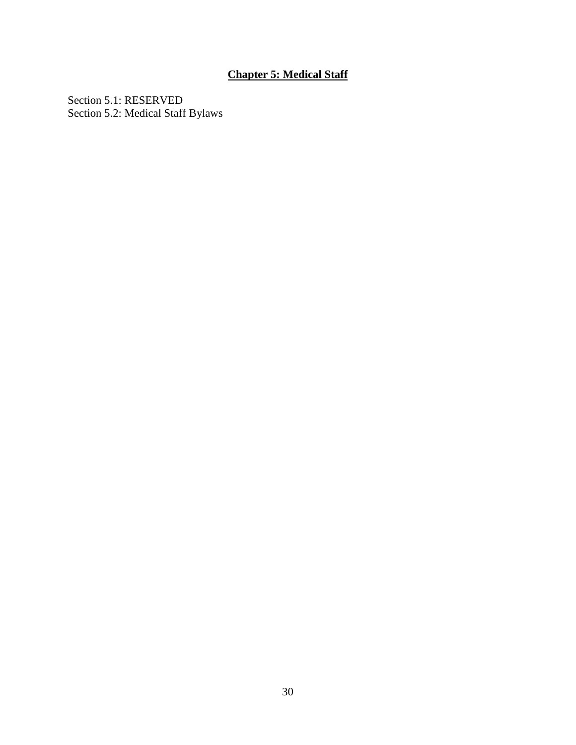# **Chapter 5: Medical Staff**

Section 5.1: RESERVED
Section 5.2: Medical Staff Bylaws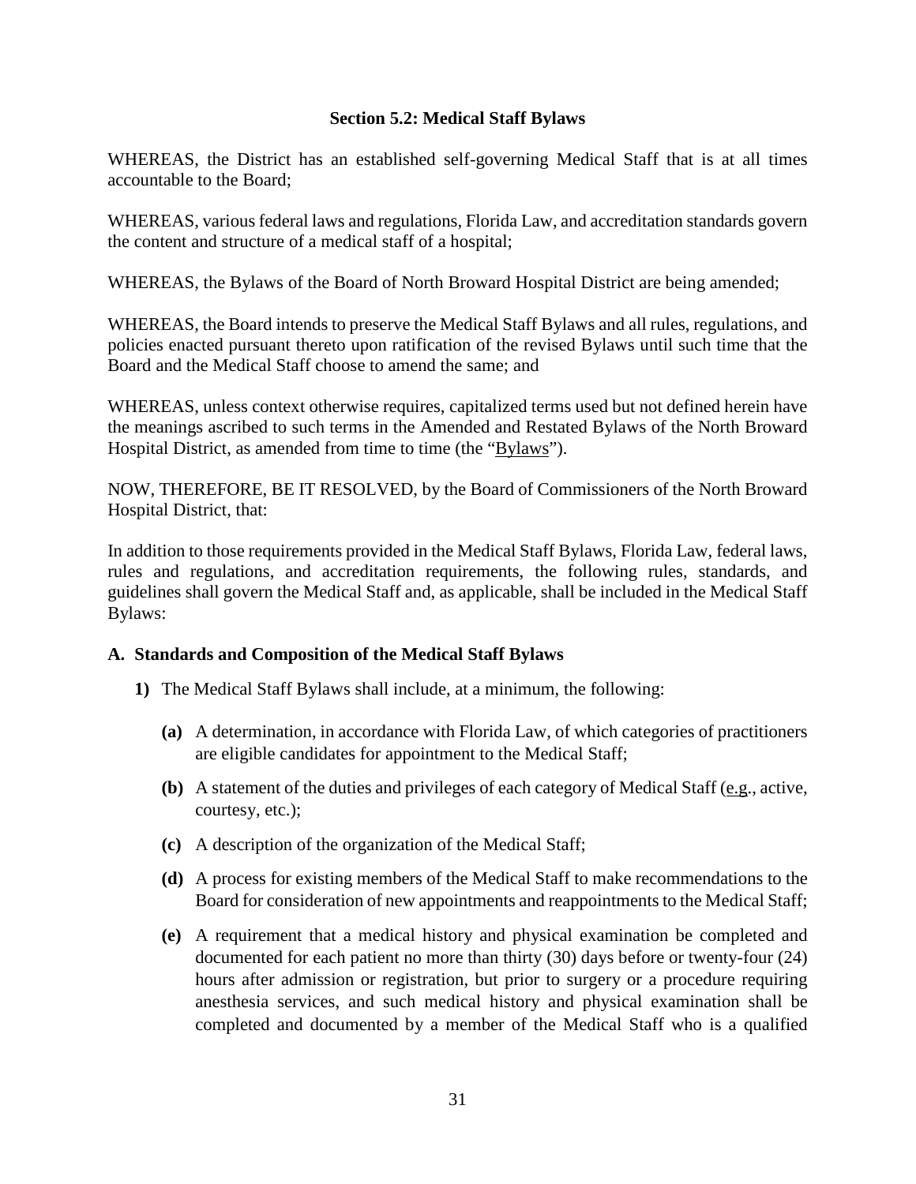## Section 5.2: Medical Staff Bylaws

WHEREAS, the District has an established self-governing Medical Staff that is at all times accountable to the Board;

WHEREAS, various federal laws and regulations, Florida Law, and accreditation standards govern the content and structure of a medical staff of a hospital;

WHEREAS, the Bylaws of the Board of North Broward Hospital District are being amended;

WHEREAS, the Board intends to preserve the Medical Staff Bylaws and all rules, regulations, and policies enacted pursuant thereto upon ratification of the revised Bylaws until such time that the Board and the Medical Staff choose to amend the same; and

WHEREAS, unless context otherwise requires, capitalized terms used but not defined herein have the meanings ascribed to such terms in the Amended and Restated Bylaws of the North Broward Hospital District, as amended from time to time (the "Bylaws").

NOW, THEREFORE, BE IT RESOLVED, by the Board of Commissioners of the North Broward Hospital District, that:

In addition to those requirements provided in the Medical Staff Bylaws, Florida Law, federal laws, rules and regulations, and accreditation requirements, the following rules, standards, and guidelines shall govern the Medical Staff and, as applicable, shall be included in the Medical Staff Bylaws:

### A. Standards and Composition of the Medical Staff Bylaws

**1)** The Medical Staff Bylaws shall include, at a minimum, the following:

- **(a)** A determination, in accordance with Florida Law, of which categories of practitioners are eligible candidates for appointment to the Medical Staff;
- **(b)** A statement of the duties and privileges of each category of Medical Staff (e.g., active, courtesy, etc.);
- **(c)** A description of the organization of the Medical Staff;
- **(d)** A process for existing members of the Medical Staff to make recommendations to the Board for consideration of new appointments and reappointments to the Medical Staff;
- **(e)** A requirement that a medical history and physical examination be completed and documented for each patient no more than thirty (30) days before or twenty-four (24) hours after admission or registration, but prior to surgery or a procedure requiring anesthesia services, and such medical history and physical examination shall be completed and documented by a member of the Medical Staff who is a qualified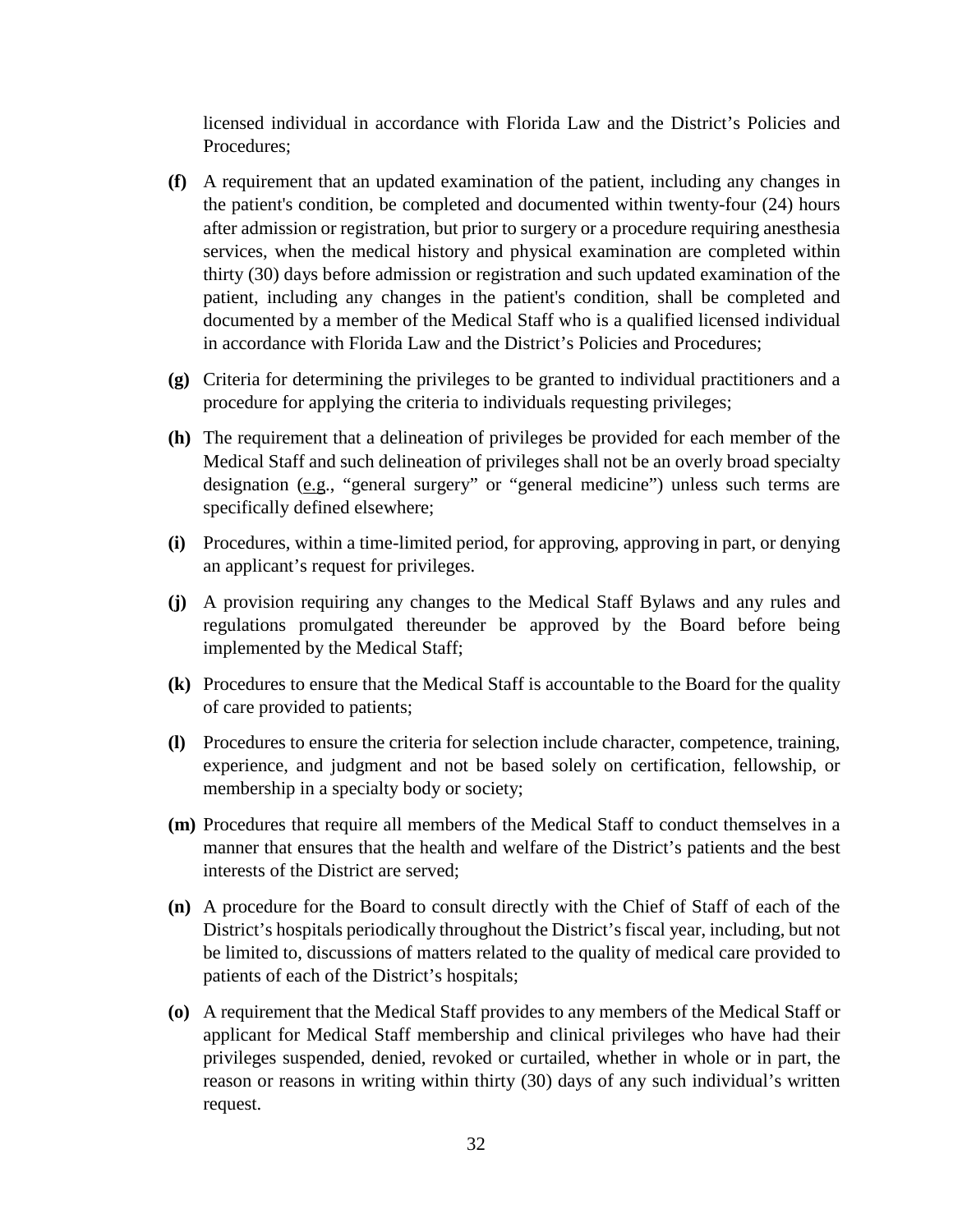licensed individual in accordance with Florida Law and the District's Policies and Procedures;

**(f)** A requirement that an updated examination of the patient, including any changes in the patient's condition, be completed and documented within twenty-four (24) hours after admission or registration, but prior to surgery or a procedure requiring anesthesia services, when the medical history and physical examination are completed within thirty (30) days before admission or registration and such updated examination of the patient, including any changes in the patient's condition, shall be completed and documented by a member of the Medical Staff who is a qualified licensed individual in accordance with Florida Law and the District's Policies and Procedures;

**(g)** Criteria for determining the privileges to be granted to individual practitioners and a procedure for applying the criteria to individuals requesting privileges;

**(h)** The requirement that a delineation of privileges be provided for each member of the Medical Staff and such delineation of privileges shall not be an overly broad specialty designation (e.g., "general surgery" or "general medicine") unless such terms are specifically defined elsewhere;

**(i)** Procedures, within a time-limited period, for approving, approving in part, or denying an applicant's request for privileges.

**(j)** A provision requiring any changes to the Medical Staff Bylaws and any rules and regulations promulgated thereunder be approved by the Board before being implemented by the Medical Staff;

**(k)** Procedures to ensure that the Medical Staff is accountable to the Board for the quality of care provided to patients;

**(l)** Procedures to ensure the criteria for selection include character, competence, training, experience, and judgment and not be based solely on certification, fellowship, or membership in a specialty body or society;

**(m)** Procedures that require all members of the Medical Staff to conduct themselves in a manner that ensures that the health and welfare of the District's patients and the best interests of the District are served;

**(n)** A procedure for the Board to consult directly with the Chief of Staff of each of the District's hospitals periodically throughout the District's fiscal year, including, but not be limited to, discussions of matters related to the quality of medical care provided to patients of each of the District's hospitals;

**(o)** A requirement that the Medical Staff provides to any members of the Medical Staff or applicant for Medical Staff membership and clinical privileges who have had their privileges suspended, denied, revoked or curtailed, whether in whole or in part, the reason or reasons in writing within thirty (30) days of any such individual's written request.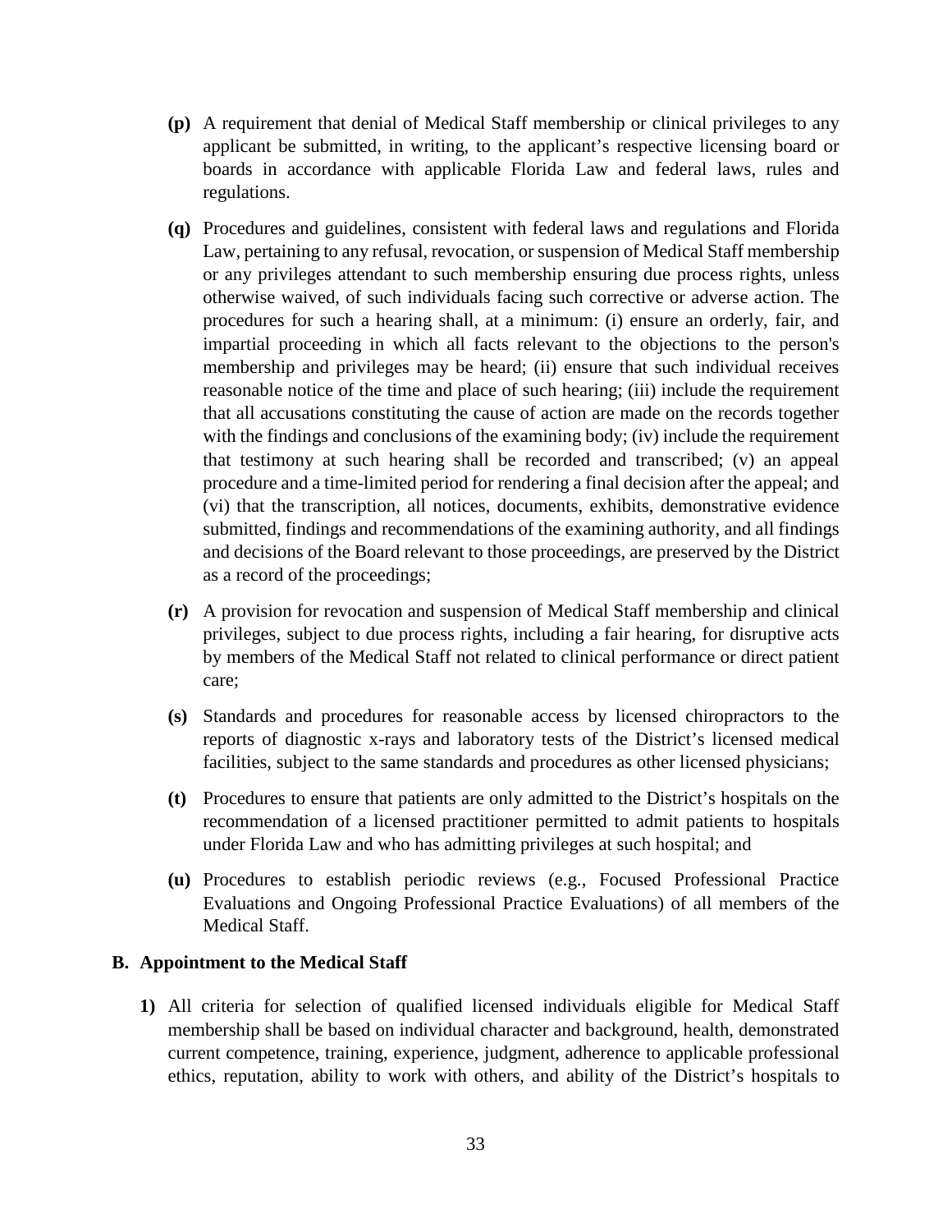**(p)** A requirement that denial of Medical Staff membership or clinical privileges to any applicant be submitted, in writing, to the applicant's respective licensing board or boards in accordance with applicable Florida Law and federal laws, rules and regulations.

**(q)** Procedures and guidelines, consistent with federal laws and regulations and Florida Law, pertaining to any refusal, revocation, or suspension of Medical Staff membership or any privileges attendant to such membership ensuring due process rights, unless otherwise waived, of such individuals facing such corrective or adverse action. The procedures for such a hearing shall, at a minimum: (i) ensure an orderly, fair, and impartial proceeding in which all facts relevant to the objections to the person's membership and privileges may be heard; (ii) ensure that such individual receives reasonable notice of the time and place of such hearing; (iii) include the requirement that all accusations constituting the cause of action are made on the records together with the findings and conclusions of the examining body; (iv) include the requirement that testimony at such hearing shall be recorded and transcribed; (v) an appeal procedure and a time-limited period for rendering a final decision after the appeal; and (vi) that the transcription, all notices, documents, exhibits, demonstrative evidence submitted, findings and recommendations of the examining authority, and all findings and decisions of the Board relevant to those proceedings, are preserved by the District as a record of the proceedings;

**(r)** A provision for revocation and suspension of Medical Staff membership and clinical privileges, subject to due process rights, including a fair hearing, for disruptive acts by members of the Medical Staff not related to clinical performance or direct patient care;

**(s)** Standards and procedures for reasonable access by licensed chiropractors to the reports of diagnostic x-rays and laboratory tests of the District's licensed medical facilities, subject to the same standards and procedures as other licensed physicians;

**(t)** Procedures to ensure that patients are only admitted to the District's hospitals on the recommendation of a licensed practitioner permitted to admit patients to hospitals under Florida Law and who has admitting privileges at such hospital; and

**(u)** Procedures to establish periodic reviews (e.g., Focused Professional Practice Evaluations and Ongoing Professional Practice Evaluations) of all members of the Medical Staff.

### B. Appointment to the Medical Staff

**1)** All criteria for selection of qualified licensed individuals eligible for Medical Staff membership shall be based on individual character and background, health, demonstrated current competence, training, experience, judgment, adherence to applicable professional ethics, reputation, ability to work with others, and ability of the District's hospitals to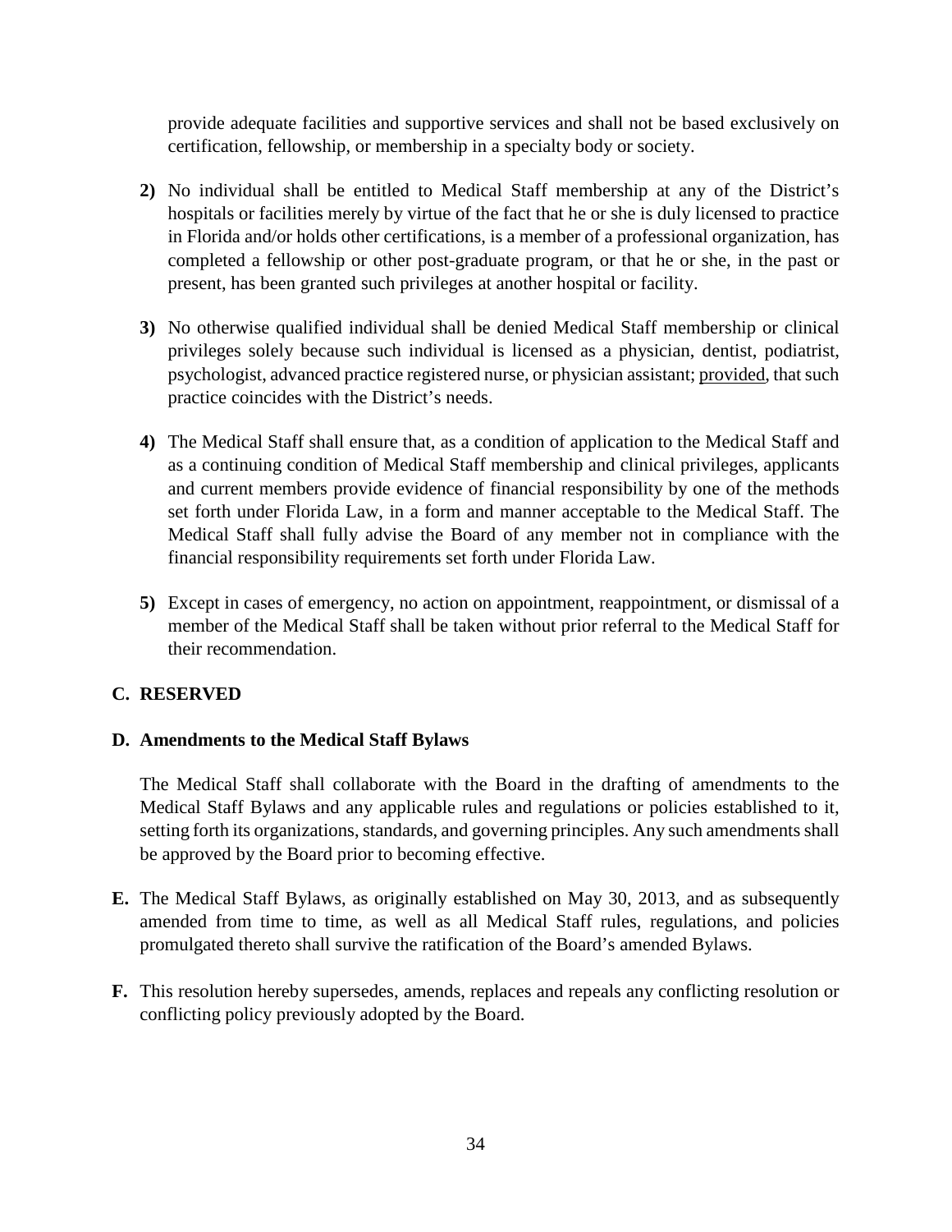provide adequate facilities and supportive services and shall not be based exclusively on certification, fellowship, or membership in a specialty body or society.

**2)** No individual shall be entitled to Medical Staff membership at any of the District's hospitals or facilities merely by virtue of the fact that he or she is duly licensed to practice in Florida and/or holds other certifications, is a member of a professional organization, has completed a fellowship or other post-graduate program, or that he or she, in the past or present, has been granted such privileges at another hospital or facility.

**3)** No otherwise qualified individual shall be denied Medical Staff membership or clinical privileges solely because such individual is licensed as a physician, dentist, podiatrist, psychologist, advanced practice registered nurse, or physician assistant; <u>provided</u>, that such practice coincides with the District's needs.

**4)** The Medical Staff shall ensure that, as a condition of application to the Medical Staff and as a continuing condition of Medical Staff membership and clinical privileges, applicants and current members provide evidence of financial responsibility by one of the methods set forth under Florida Law, in a form and manner acceptable to the Medical Staff. The Medical Staff shall fully advise the Board of any member not in compliance with the financial responsibility requirements set forth under Florida Law.

**5)** Except in cases of emergency, no action on appointment, reappointment, or dismissal of a member of the Medical Staff shall be taken without prior referral to the Medical Staff for their recommendation.

**C. RESERVED**

**D. Amendments to the Medical Staff Bylaws**

The Medical Staff shall collaborate with the Board in the drafting of amendments to the Medical Staff Bylaws and any applicable rules and regulations or policies established to it, setting forth its organizations, standards, and governing principles. Any such amendments shall be approved by the Board prior to becoming effective.

**E.** The Medical Staff Bylaws, as originally established on May 30, 2013, and as subsequently amended from time to time, as well as all Medical Staff rules, regulations, and policies promulgated thereto shall survive the ratification of the Board's amended Bylaws.

**F.** This resolution hereby supersedes, amends, replaces and repeals any conflicting resolution or conflicting policy previously adopted by the Board.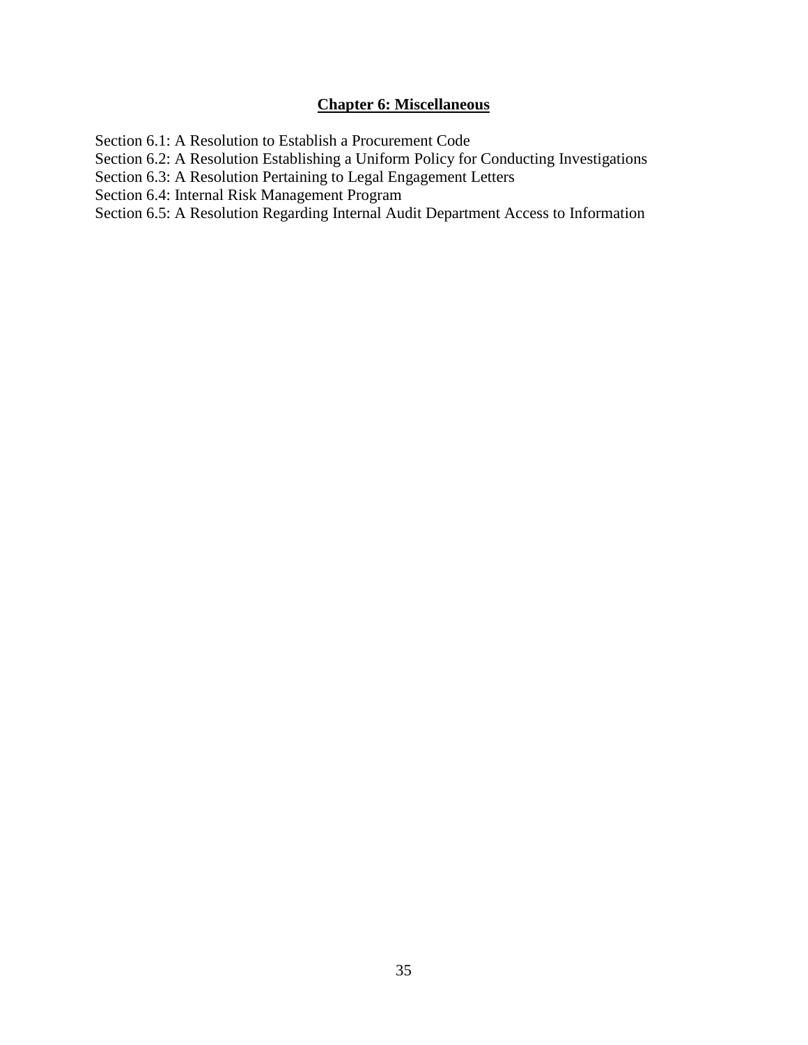# **Chapter 6: Miscellaneous**

Section 6.1: A Resolution to Establish a Procurement Code
Section 6.2: A Resolution Establishing a Uniform Policy for Conducting Investigations
Section 6.3: A Resolution Pertaining to Legal Engagement Letters
Section 6.4: Internal Risk Management Program
Section 6.5: A Resolution Regarding Internal Audit Department Access to Information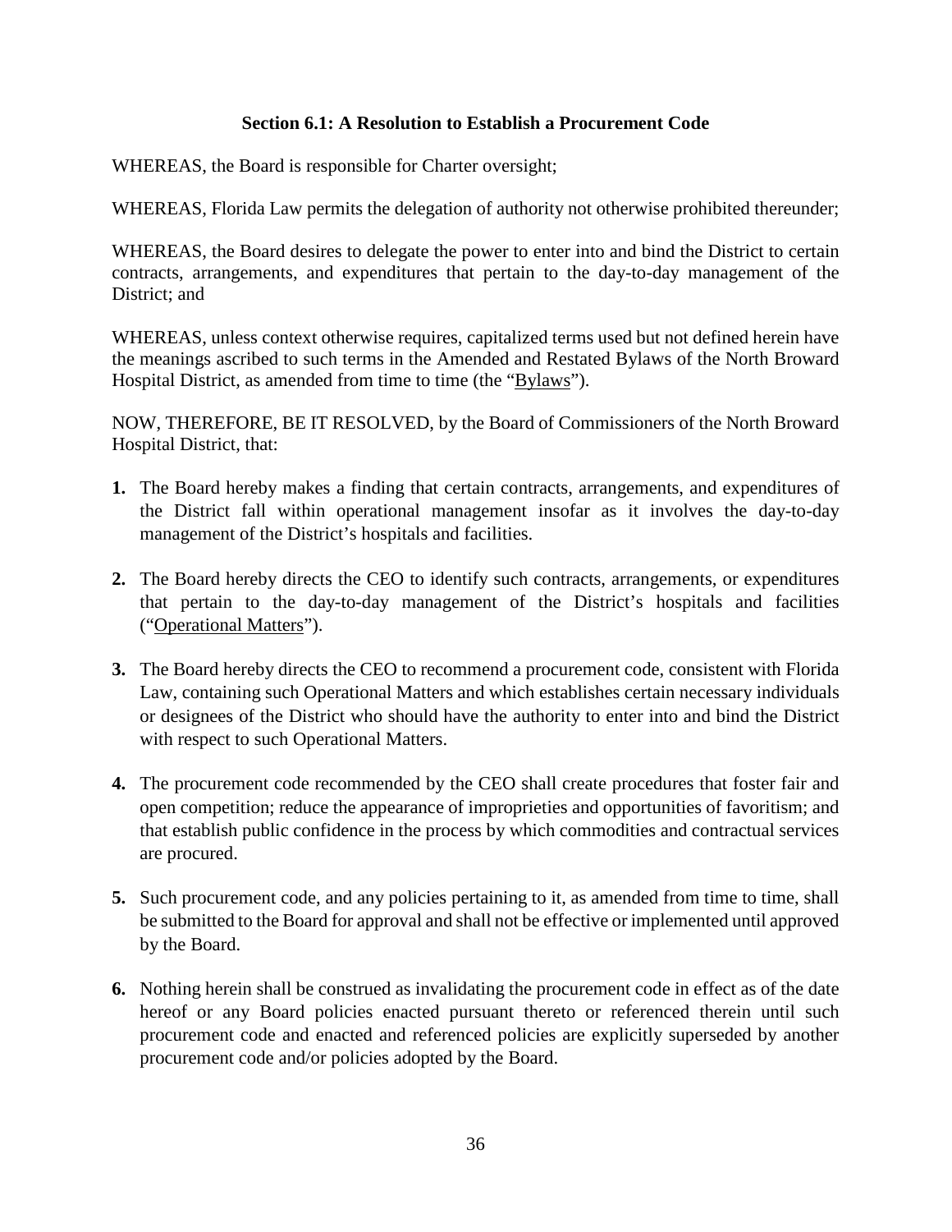### Section 6.1: A Resolution to Establish a Procurement Code

WHEREAS, the Board is responsible for Charter oversight;

WHEREAS, Florida Law permits the delegation of authority not otherwise prohibited thereunder;

WHEREAS, the Board desires to delegate the power to enter into and bind the District to certain contracts, arrangements, and expenditures that pertain to the day-to-day management of the District; and

WHEREAS, unless context otherwise requires, capitalized terms used but not defined herein have the meanings ascribed to such terms in the Amended and Restated Bylaws of the North Broward Hospital District, as amended from time to time (the "Bylaws").

NOW, THEREFORE, BE IT RESOLVED, by the Board of Commissioners of the North Broward Hospital District, that:

1. The Board hereby makes a finding that certain contracts, arrangements, and expenditures of the District fall within operational management insofar as it involves the day-to-day management of the District's hospitals and facilities.

2. The Board hereby directs the CEO to identify such contracts, arrangements, or expenditures that pertain to the day-to-day management of the District's hospitals and facilities ("Operational Matters").

3. The Board hereby directs the CEO to recommend a procurement code, consistent with Florida Law, containing such Operational Matters and which establishes certain necessary individuals or designees of the District who should have the authority to enter into and bind the District with respect to such Operational Matters.

4. The procurement code recommended by the CEO shall create procedures that foster fair and open competition; reduce the appearance of improprieties and opportunities of favoritism; and that establish public confidence in the process by which commodities and contractual services are procured.

5. Such procurement code, and any policies pertaining to it, as amended from time to time, shall be submitted to the Board for approval and shall not be effective or implemented until approved by the Board.

6. Nothing herein shall be construed as invalidating the procurement code in effect as of the date hereof or any Board policies enacted pursuant thereto or referenced therein until such procurement code and enacted and referenced policies are explicitly superseded by another procurement code and/or policies adopted by the Board.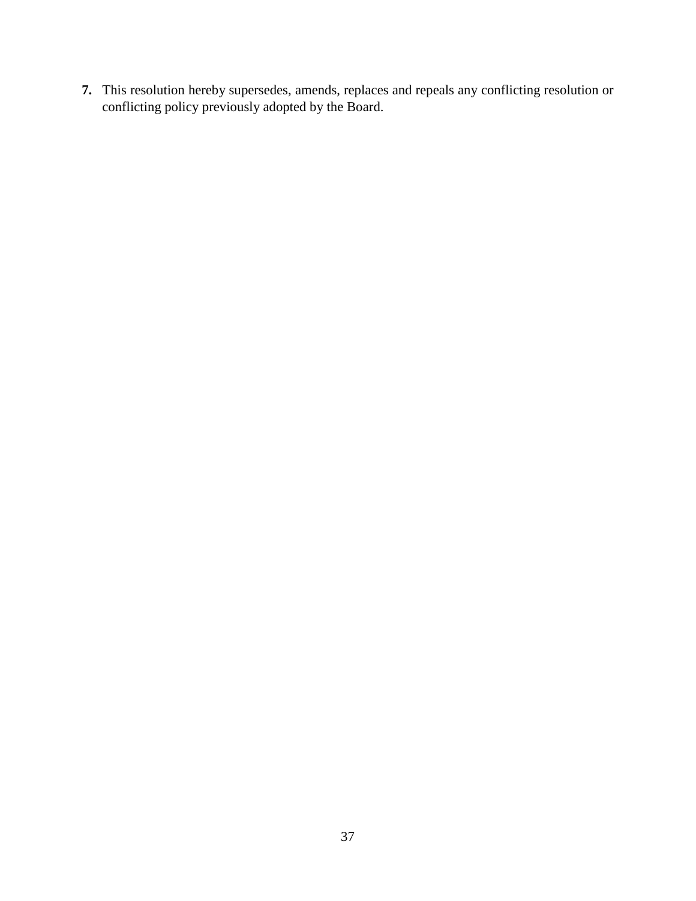**7.** This resolution hereby supersedes, amends, replaces and repeals any conflicting resolution or conflicting policy previously adopted by the Board.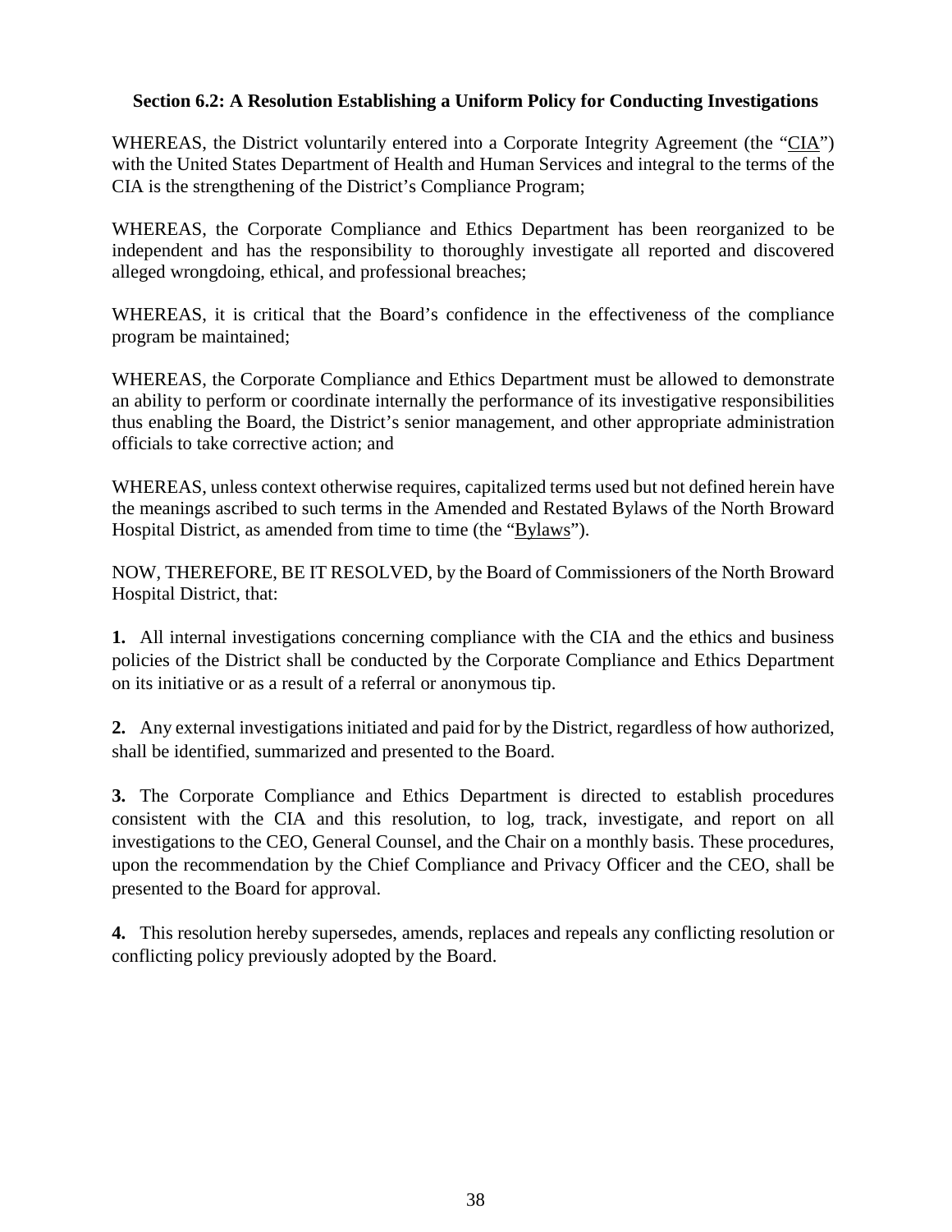**Section 6.2: A Resolution Establishing a Uniform Policy for Conducting Investigations**

WHEREAS, the District voluntarily entered into a Corporate Integrity Agreement (the "CIA") with the United States Department of Health and Human Services and integral to the terms of the CIA is the strengthening of the District's Compliance Program;

WHEREAS, the Corporate Compliance and Ethics Department has been reorganized to be independent and has the responsibility to thoroughly investigate all reported and discovered alleged wrongdoing, ethical, and professional breaches;

WHEREAS, it is critical that the Board's confidence in the effectiveness of the compliance program be maintained;

WHEREAS, the Corporate Compliance and Ethics Department must be allowed to demonstrate an ability to perform or coordinate internally the performance of its investigative responsibilities thus enabling the Board, the District's senior management, and other appropriate administration officials to take corrective action; and

WHEREAS, unless context otherwise requires, capitalized terms used but not defined herein have the meanings ascribed to such terms in the Amended and Restated Bylaws of the North Broward Hospital District, as amended from time to time (the "Bylaws").

NOW, THEREFORE, BE IT RESOLVED, by the Board of Commissioners of the North Broward Hospital District, that:

**1.** All internal investigations concerning compliance with the CIA and the ethics and business policies of the District shall be conducted by the Corporate Compliance and Ethics Department on its initiative or as a result of a referral or anonymous tip.

**2.** Any external investigations initiated and paid for by the District, regardless of how authorized, shall be identified, summarized and presented to the Board.

**3.** The Corporate Compliance and Ethics Department is directed to establish procedures consistent with the CIA and this resolution, to log, track, investigate, and report on all investigations to the CEO, General Counsel, and the Chair on a monthly basis. These procedures, upon the recommendation by the Chief Compliance and Privacy Officer and the CEO, shall be presented to the Board for approval.

**4.** This resolution hereby supersedes, amends, replaces and repeals any conflicting resolution or conflicting policy previously adopted by the Board.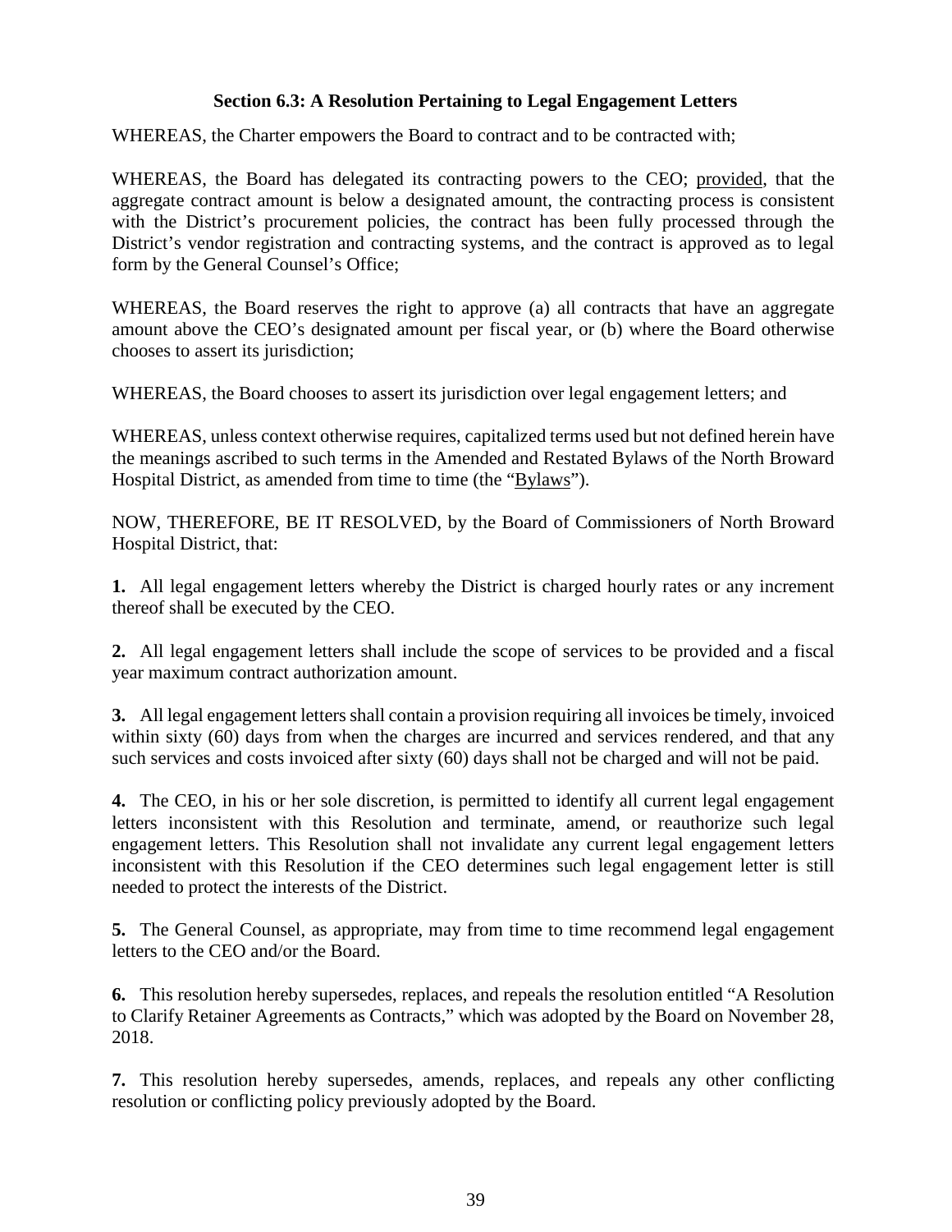### Section 6.3: A Resolution Pertaining to Legal Engagement Letters

WHEREAS, the Charter empowers the Board to contract and to be contracted with;

WHEREAS, the Board has delegated its contracting powers to the CEO; provided, that the aggregate contract amount is below a designated amount, the contracting process is consistent with the District's procurement policies, the contract has been fully processed through the District's vendor registration and contracting systems, and the contract is approved as to legal form by the General Counsel's Office;

WHEREAS, the Board reserves the right to approve (a) all contracts that have an aggregate amount above the CEO's designated amount per fiscal year, or (b) where the Board otherwise chooses to assert its jurisdiction;

WHEREAS, the Board chooses to assert its jurisdiction over legal engagement letters; and

WHEREAS, unless context otherwise requires, capitalized terms used but not defined herein have the meanings ascribed to such terms in the Amended and Restated Bylaws of the North Broward Hospital District, as amended from time to time (the "Bylaws").

NOW, THEREFORE, BE IT RESOLVED, by the Board of Commissioners of North Broward Hospital District, that:

**1.** All legal engagement letters whereby the District is charged hourly rates or any increment thereof shall be executed by the CEO.

**2.** All legal engagement letters shall include the scope of services to be provided and a fiscal year maximum contract authorization amount.

**3.** All legal engagement letters shall contain a provision requiring all invoices be timely, invoiced within sixty (60) days from when the charges are incurred and services rendered, and that any such services and costs invoiced after sixty (60) days shall not be charged and will not be paid.

**4.** The CEO, in his or her sole discretion, is permitted to identify all current legal engagement letters inconsistent with this Resolution and terminate, amend, or reauthorize such legal engagement letters. This Resolution shall not invalidate any current legal engagement letters inconsistent with this Resolution if the CEO determines such legal engagement letter is still needed to protect the interests of the District.

**5.** The General Counsel, as appropriate, may from time to time recommend legal engagement letters to the CEO and/or the Board.

**6.** This resolution hereby supersedes, replaces, and repeals the resolution entitled "A Resolution to Clarify Retainer Agreements as Contracts," which was adopted by the Board on November 28, 2018.

**7.** This resolution hereby supersedes, amends, replaces, and repeals any other conflicting resolution or conflicting policy previously adopted by the Board.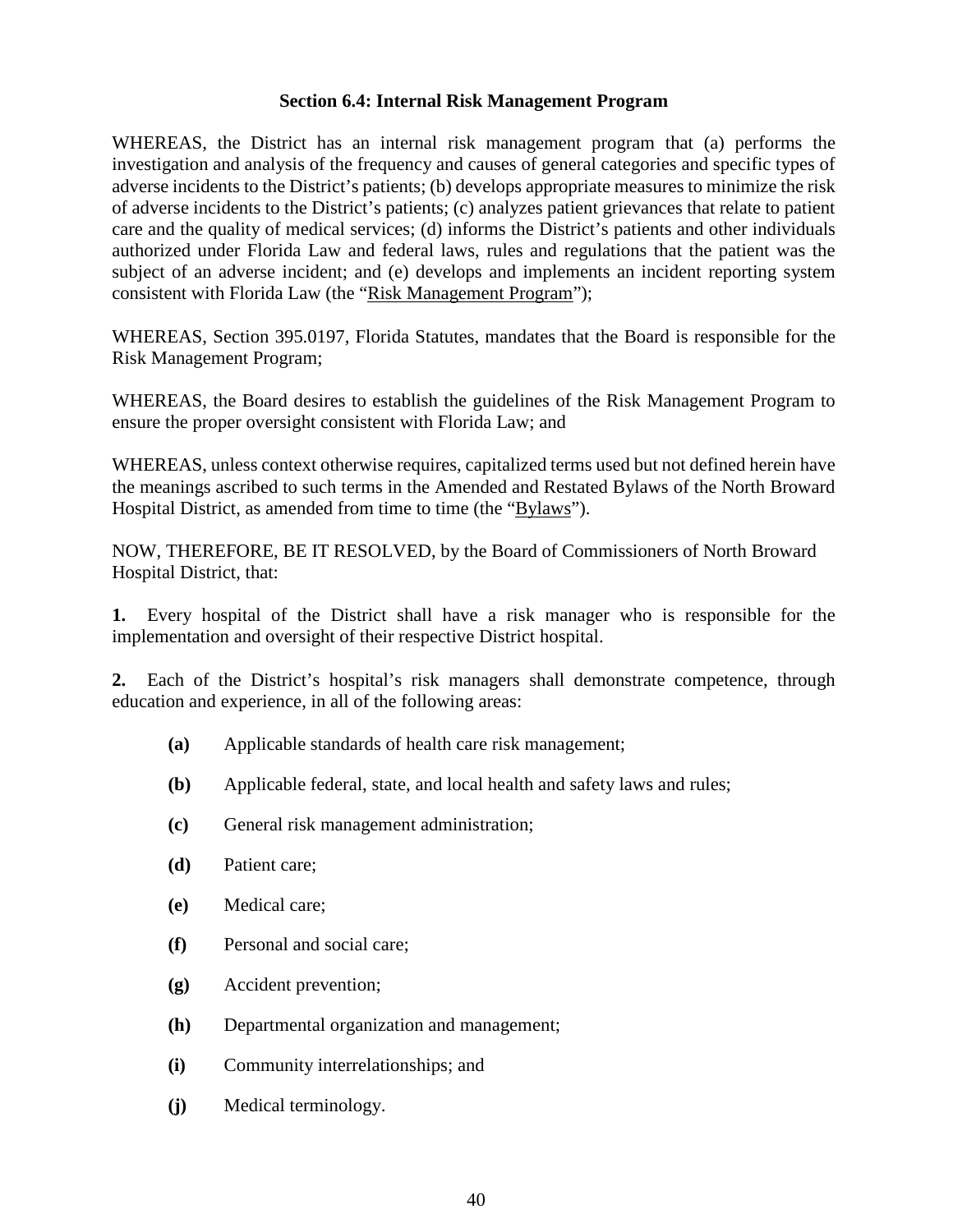### Section 6.4: Internal Risk Management Program

WHEREAS, the District has an internal risk management program that (a) performs the investigation and analysis of the frequency and causes of general categories and specific types of adverse incidents to the District's patients; (b) develops appropriate measures to minimize the risk of adverse incidents to the District's patients; (c) analyzes patient grievances that relate to patient care and the quality of medical services; (d) informs the District's patients and other individuals authorized under Florida Law and federal laws, rules and regulations that the patient was the subject of an adverse incident; and (e) develops and implements an incident reporting system consistent with Florida Law (the "Risk Management Program");

WHEREAS, Section 395.0197, Florida Statutes, mandates that the Board is responsible for the Risk Management Program;

WHEREAS, the Board desires to establish the guidelines of the Risk Management Program to ensure the proper oversight consistent with Florida Law; and

WHEREAS, unless context otherwise requires, capitalized terms used but not defined herein have the meanings ascribed to such terms in the Amended and Restated Bylaws of the North Broward Hospital District, as amended from time to time (the "Bylaws").

NOW, THEREFORE, BE IT RESOLVED, by the Board of Commissioners of North Broward Hospital District, that:

**1.** Every hospital of the District shall have a risk manager who is responsible for the implementation and oversight of their respective District hospital.

**2.** Each of the District's hospital's risk managers shall demonstrate competence, through education and experience, in all of the following areas:

- **(a)** Applicable standards of health care risk management;
- **(b)** Applicable federal, state, and local health and safety laws and rules;
- **(c)** General risk management administration;
- **(d)** Patient care;
- **(e)** Medical care;
- **(f)** Personal and social care;
- **(g)** Accident prevention;
- **(h)** Departmental organization and management;
- **(i)** Community interrelationships; and
- **(j)** Medical terminology.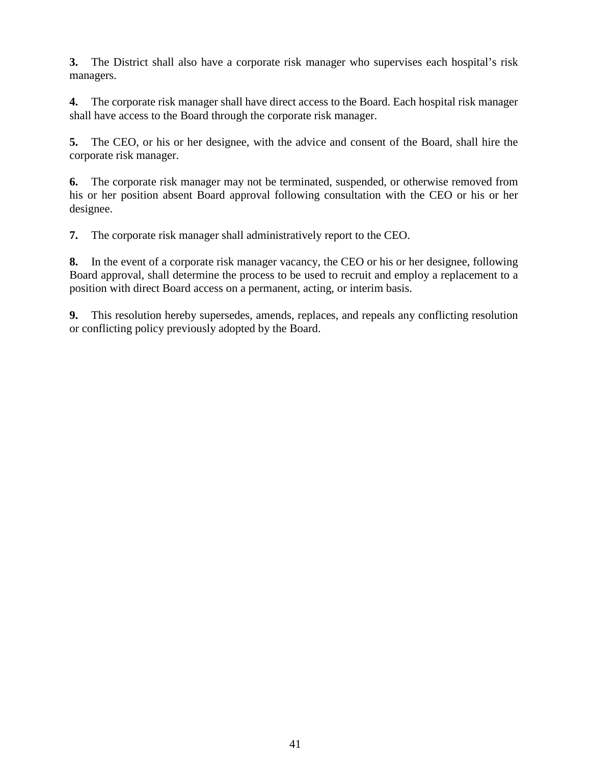**3.** The District shall also have a corporate risk manager who supervises each hospital's risk managers.

**4.** The corporate risk manager shall have direct access to the Board. Each hospital risk manager shall have access to the Board through the corporate risk manager.

**5.** The CEO, or his or her designee, with the advice and consent of the Board, shall hire the corporate risk manager.

**6.** The corporate risk manager may not be terminated, suspended, or otherwise removed from his or her position absent Board approval following consultation with the CEO or his or her designee.

**7.** The corporate risk manager shall administratively report to the CEO.

**8.** In the event of a corporate risk manager vacancy, the CEO or his or her designee, following Board approval, shall determine the process to be used to recruit and employ a replacement to a position with direct Board access on a permanent, acting, or interim basis.

**9.** This resolution hereby supersedes, amends, replaces, and repeals any conflicting resolution or conflicting policy previously adopted by the Board.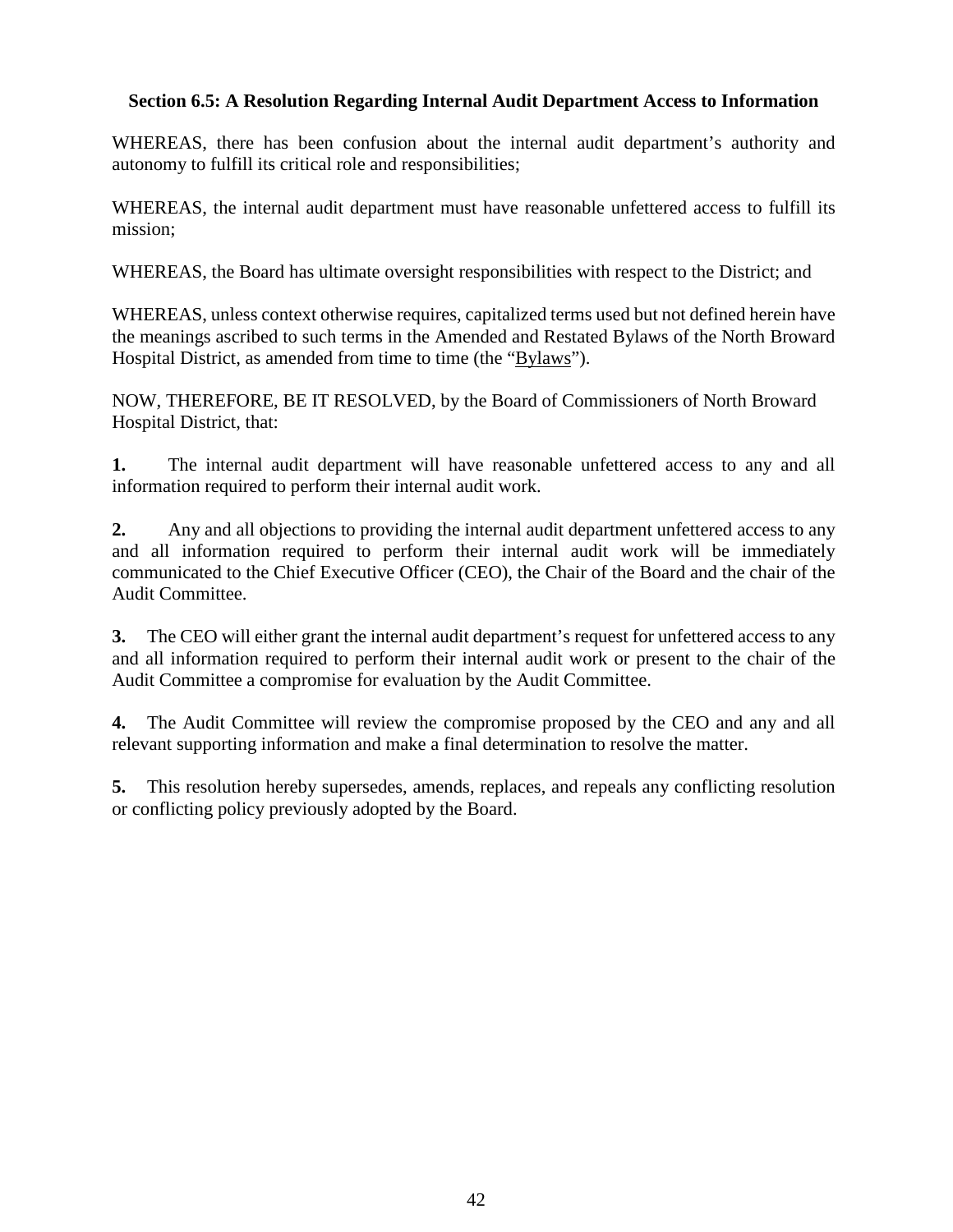**Section 6.5: A Resolution Regarding Internal Audit Department Access to Information**

WHEREAS, there has been confusion about the internal audit department's authority and autonomy to fulfill its critical role and responsibilities;

WHEREAS, the internal audit department must have reasonable unfettered access to fulfill its mission;

WHEREAS, the Board has ultimate oversight responsibilities with respect to the District; and

WHEREAS, unless context otherwise requires, capitalized terms used but not defined herein have the meanings ascribed to such terms in the Amended and Restated Bylaws of the North Broward Hospital District, as amended from time to time (the "Bylaws").

NOW, THEREFORE, BE IT RESOLVED, by the Board of Commissioners of North Broward Hospital District, that:

**1.** The internal audit department will have reasonable unfettered access to any and all information required to perform their internal audit work.

**2.** Any and all objections to providing the internal audit department unfettered access to any and all information required to perform their internal audit work will be immediately communicated to the Chief Executive Officer (CEO), the Chair of the Board and the chair of the Audit Committee.

**3.** The CEO will either grant the internal audit department's request for unfettered access to any and all information required to perform their internal audit work or present to the chair of the Audit Committee a compromise for evaluation by the Audit Committee.

**4.** The Audit Committee will review the compromise proposed by the CEO and any and all relevant supporting information and make a final determination to resolve the matter.

**5.** This resolution hereby supersedes, amends, replaces, and repeals any conflicting resolution or conflicting policy previously adopted by the Board.